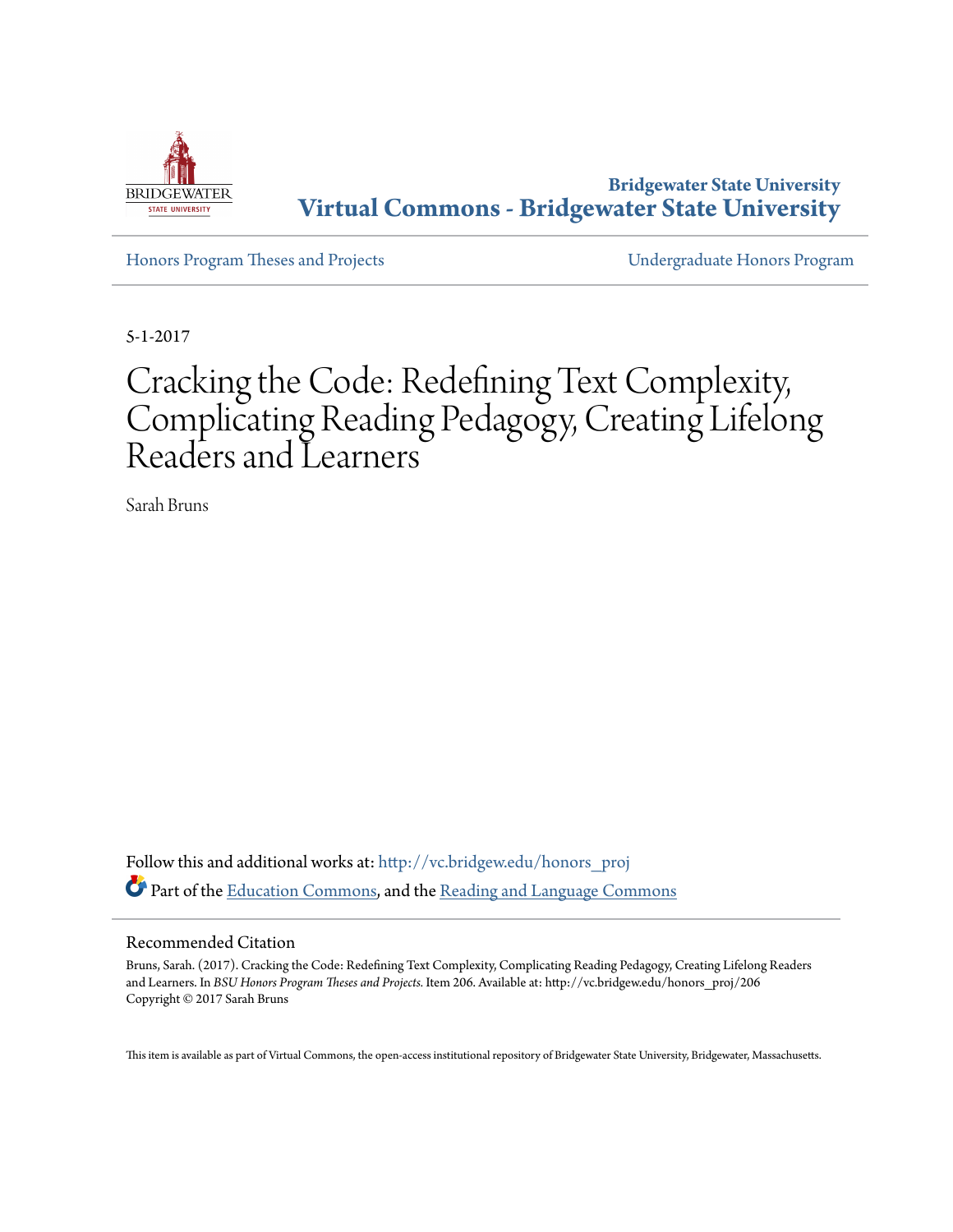Bridgewater State University

**Virtual Commons - Bridgewater State University**

Honors Program Theses and Projects

Undergraduate Honors Program

5-1-2017

# Cracking the Code: Redefining Text Complexity, Complicating Reading Pedagogy, Creating Lifelong Readers and Learners

Sarah Bruns

Follow this and additional works at: http://vc.bridgew.edu/honors_proj

Part of the Education Commons, and the Reading and Language Commons

## Recommended Citation

Bruns, Sarah. (2017). Cracking the Code: Redefining Text Complexity, Complicating Reading Pedagogy, Creating Lifelong Readers and Learners. In *BSU Honors Program Theses and Projects.* Item 206. Available at: http://vc.bridgew.edu/honors_proj/206
Copyright © 2017 Sarah Bruns

This item is available as part of Virtual Commons, the open-access institutional repository of Bridgewater State University, Bridgewater, Massachusetts.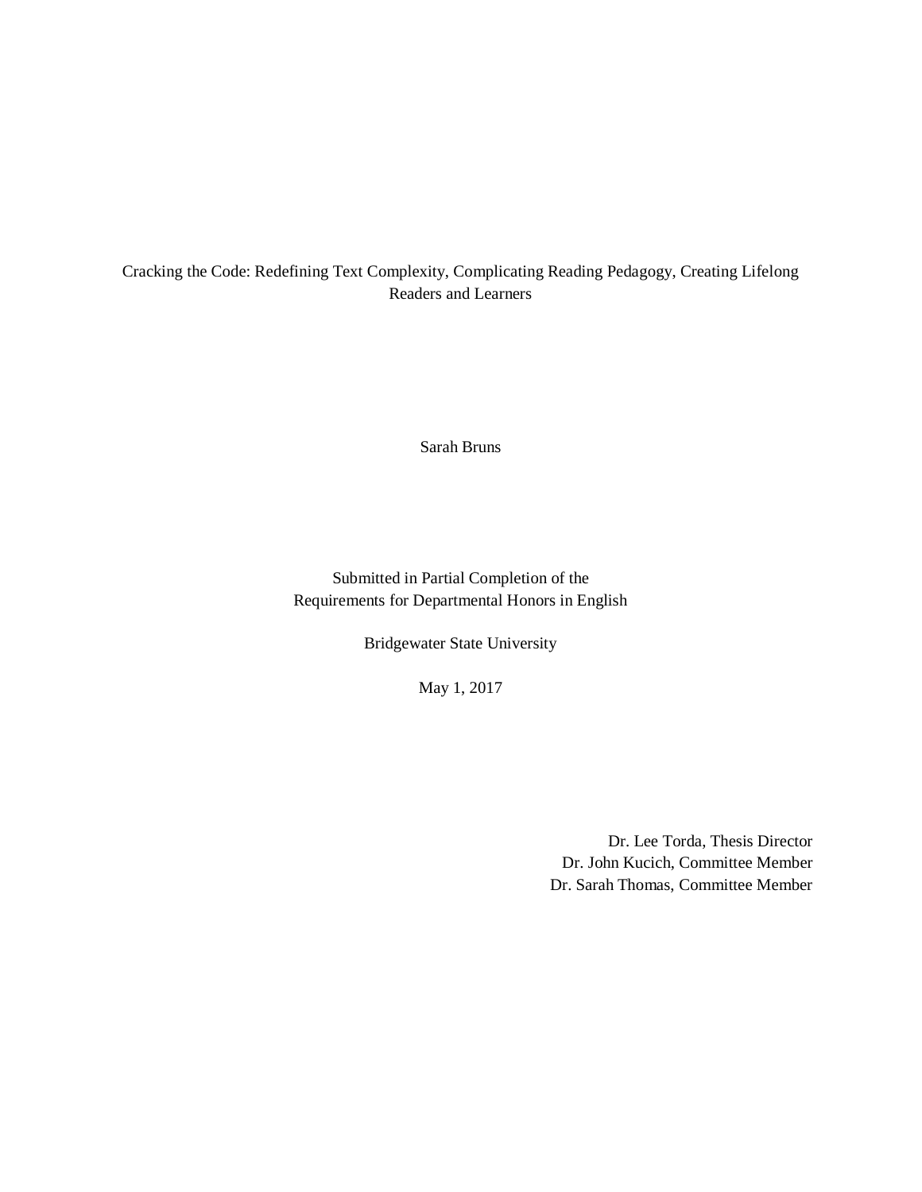Cracking the Code: Redefining Text Complexity, Complicating Reading Pedagogy, Creating Lifelong Readers and Learners

Sarah Bruns

Submitted in Partial Completion of the
Requirements for Departmental Honors in English

Bridgewater State University

May 1, 2017

Dr. Lee Torda, Thesis Director
Dr. John Kucich, Committee Member
Dr. Sarah Thomas, Committee Member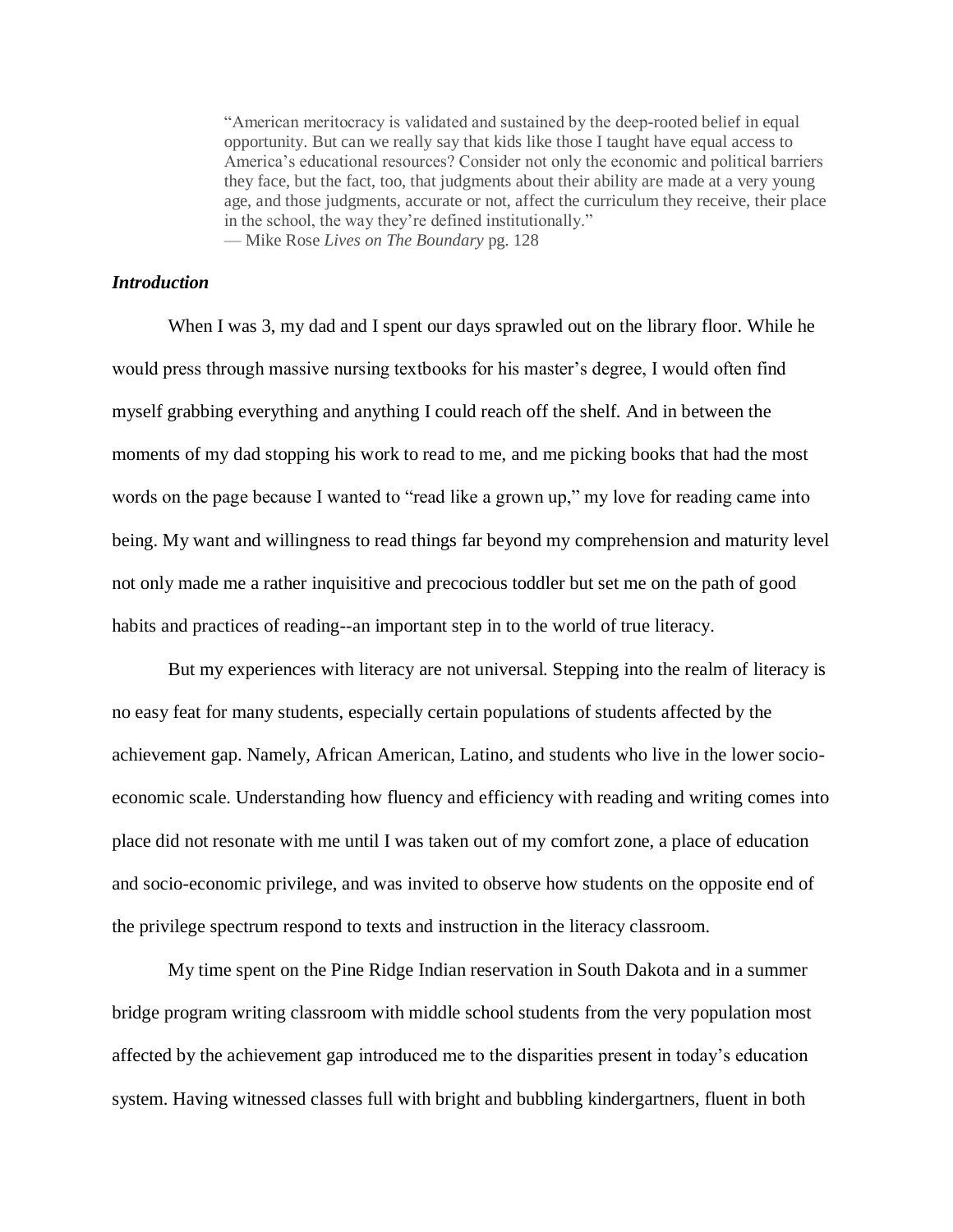> "American meritocracy is validated and sustained by the deep-rooted belief in equal opportunity. But can we really say that kids like those I taught have equal access to America's educational resources? Consider not only the economic and political barriers they face, but the fact, too, that judgments about their ability are made at a very young age, and those judgments, accurate or not, affect the curriculum they receive, their place in the school, the way they're defined institutionally."
> — Mike Rose *Lives on The Boundary* pg. 128

### *Introduction*

When I was 3, my dad and I spent our days sprawled out on the library floor. While he would press through massive nursing textbooks for his master's degree, I would often find myself grabbing everything and anything I could reach off the shelf. And in between the moments of my dad stopping his work to read to me, and me picking books that had the most words on the page because I wanted to "read like a grown up," my love for reading came into being. My want and willingness to read things far beyond my comprehension and maturity level not only made me a rather inquisitive and precocious toddler but set me on the path of good habits and practices of reading--an important step in to the world of true literacy.

But my experiences with literacy are not universal. Stepping into the realm of literacy is no easy feat for many students, especially certain populations of students affected by the achievement gap. Namely, African American, Latino, and students who live in the lower socio-economic scale. Understanding how fluency and efficiency with reading and writing comes into place did not resonate with me until I was taken out of my comfort zone, a place of education and socio-economic privilege, and was invited to observe how students on the opposite end of the privilege spectrum respond to texts and instruction in the literacy classroom.

My time spent on the Pine Ridge Indian reservation in South Dakota and in a summer bridge program writing classroom with middle school students from the very population most affected by the achievement gap introduced me to the disparities present in today's education system. Having witnessed classes full with bright and bubbling kindergartners, fluent in both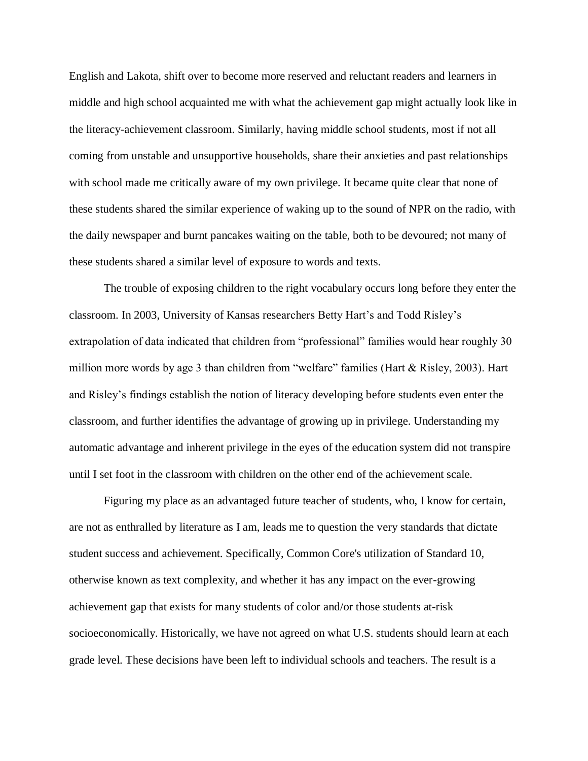English and Lakota, shift over to become more reserved and reluctant readers and learners in middle and high school acquainted me with what the achievement gap might actually look like in the literacy-achievement classroom. Similarly, having middle school students, most if not all coming from unstable and unsupportive households, share their anxieties and past relationships with school made me critically aware of my own privilege. It became quite clear that none of these students shared the similar experience of waking up to the sound of NPR on the radio, with the daily newspaper and burnt pancakes waiting on the table, both to be devoured; not many of these students shared a similar level of exposure to words and texts.

The trouble of exposing children to the right vocabulary occurs long before they enter the classroom. In 2003, University of Kansas researchers Betty Hart's and Todd Risley's extrapolation of data indicated that children from "professional" families would hear roughly 30 million more words by age 3 than children from "welfare" families (Hart & Risley, 2003). Hart and Risley's findings establish the notion of literacy developing before students even enter the classroom, and further identifies the advantage of growing up in privilege. Understanding my automatic advantage and inherent privilege in the eyes of the education system did not transpire until I set foot in the classroom with children on the other end of the achievement scale.

Figuring my place as an advantaged future teacher of students, who, I know for certain, are not as enthralled by literature as I am, leads me to question the very standards that dictate student success and achievement. Specifically, Common Core's utilization of Standard 10, otherwise known as text complexity, and whether it has any impact on the ever-growing achievement gap that exists for many students of color and/or those students at-risk socioeconomically. Historically, we have not agreed on what U.S. students should learn at each grade level. These decisions have been left to individual schools and teachers. The result is a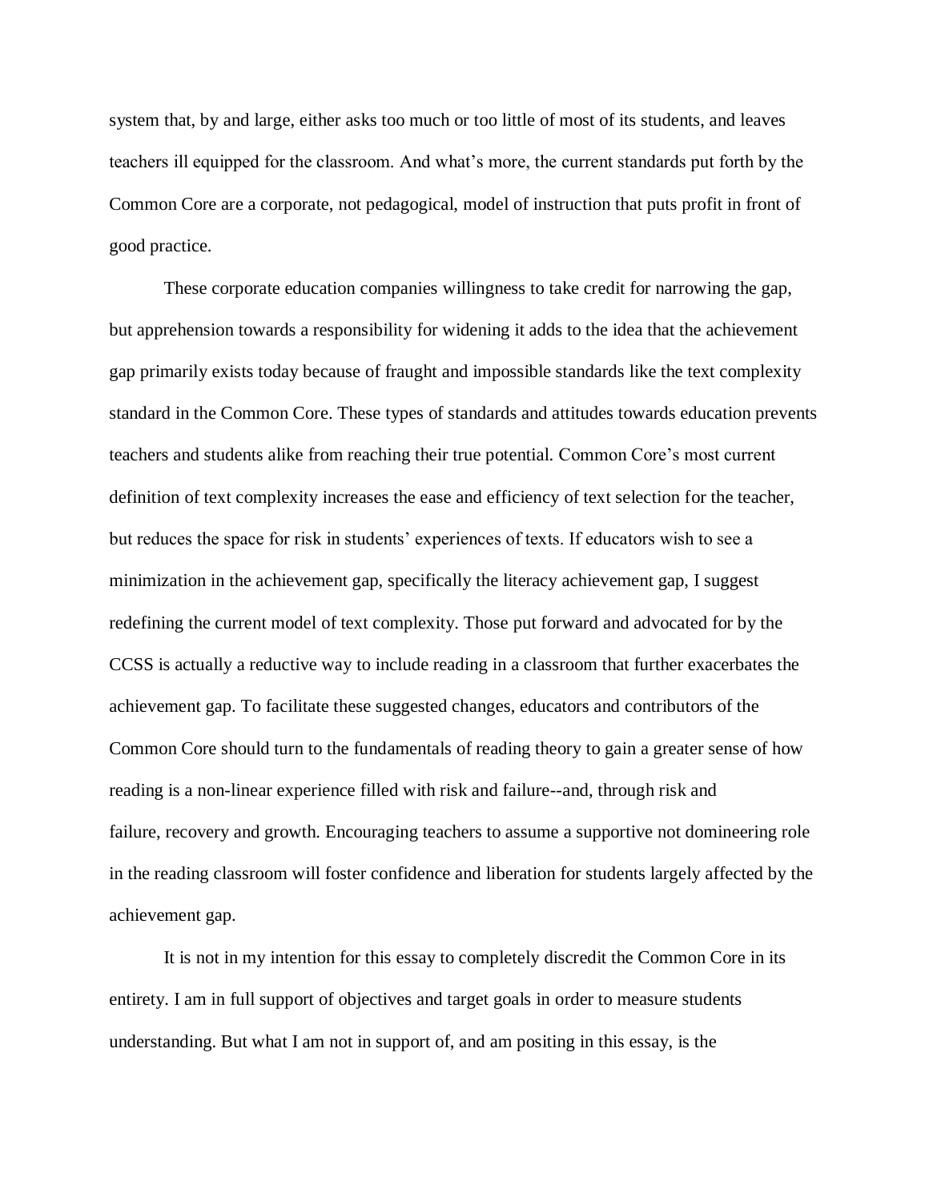system that, by and large, either asks too much or too little of most of its students, and leaves teachers ill equipped for the classroom. And what's more, the current standards put forth by the Common Core are a corporate, not pedagogical, model of instruction that puts profit in front of good practice.

These corporate education companies willingness to take credit for narrowing the gap, but apprehension towards a responsibility for widening it adds to the idea that the achievement gap primarily exists today because of fraught and impossible standards like the text complexity standard in the Common Core. These types of standards and attitudes towards education prevents teachers and students alike from reaching their true potential. Common Core's most current definition of text complexity increases the ease and efficiency of text selection for the teacher, but reduces the space for risk in students' experiences of texts. If educators wish to see a minimization in the achievement gap, specifically the literacy achievement gap, I suggest redefining the current model of text complexity. Those put forward and advocated for by the CCSS is actually a reductive way to include reading in a classroom that further exacerbates the achievement gap. To facilitate these suggested changes, educators and contributors of the Common Core should turn to the fundamentals of reading theory to gain a greater sense of how reading is a non-linear experience filled with risk and failure--and, through risk and failure, recovery and growth. Encouraging teachers to assume a supportive not domineering role in the reading classroom will foster confidence and liberation for students largely affected by the achievement gap.

It is not in my intention for this essay to completely discredit the Common Core in its entirety. I am in full support of objectives and target goals in order to measure students understanding. But what I am not in support of, and am positing in this essay, is the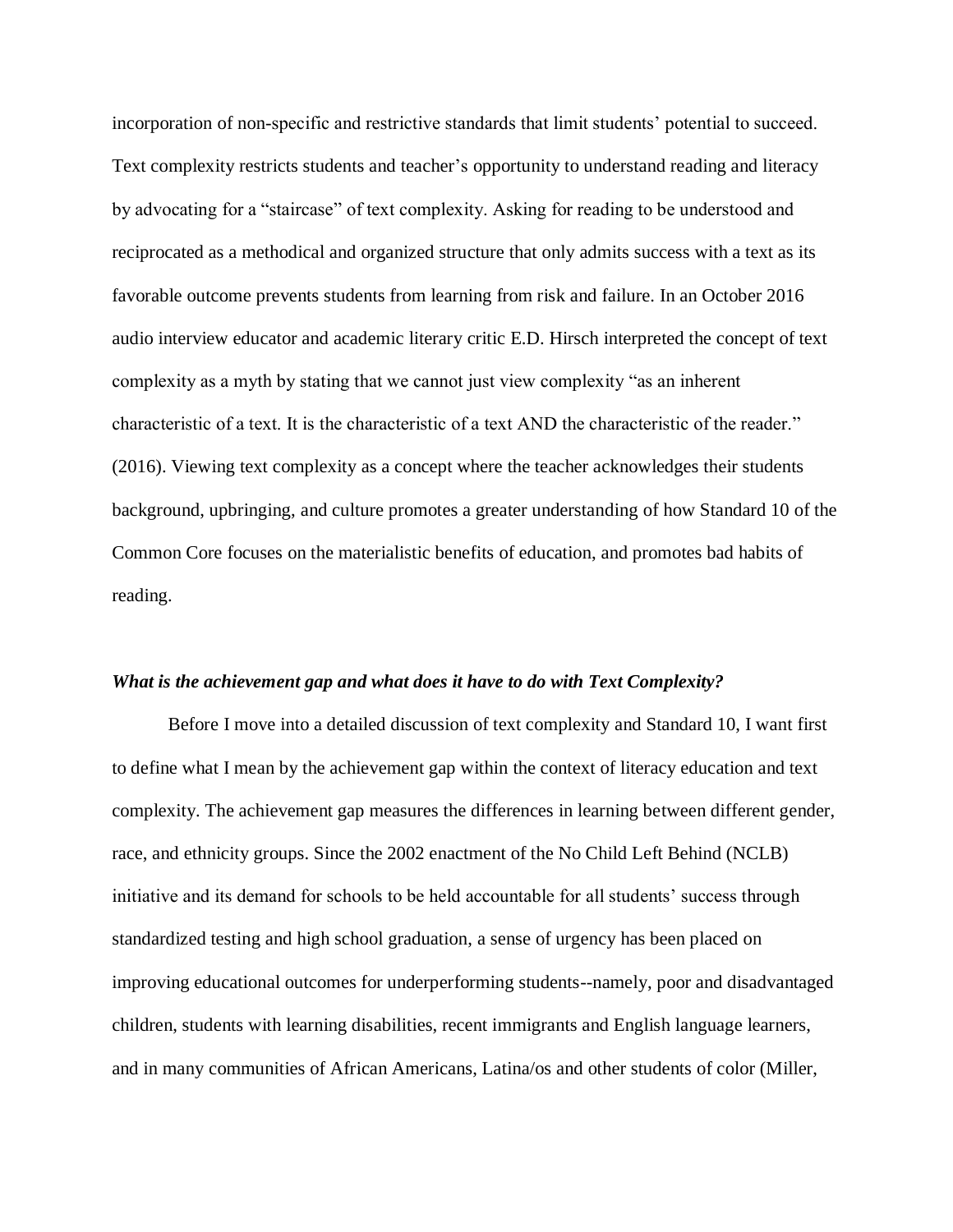incorporation of non-specific and restrictive standards that limit students' potential to succeed. Text complexity restricts students and teacher's opportunity to understand reading and literacy by advocating for a "staircase" of text complexity. Asking for reading to be understood and reciprocated as a methodical and organized structure that only admits success with a text as its favorable outcome prevents students from learning from risk and failure. In an October 2016 audio interview educator and academic literary critic E.D. Hirsch interpreted the concept of text complexity as a myth by stating that we cannot just view complexity "as an inherent characteristic of a text. It is the characteristic of a text AND the characteristic of the reader." (2016). Viewing text complexity as a concept where the teacher acknowledges their students background, upbringing, and culture promotes a greater understanding of how Standard 10 of the Common Core focuses on the materialistic benefits of education, and promotes bad habits of reading.

### *What is the achievement gap and what does it have to do with Text Complexity?*

Before I move into a detailed discussion of text complexity and Standard 10, I want first to define what I mean by the achievement gap within the context of literacy education and text complexity. The achievement gap measures the differences in learning between different gender, race, and ethnicity groups. Since the 2002 enactment of the No Child Left Behind (NCLB) initiative and its demand for schools to be held accountable for all students' success through standardized testing and high school graduation, a sense of urgency has been placed on improving educational outcomes for underperforming students--namely, poor and disadvantaged children, students with learning disabilities, recent immigrants and English language learners, and in many communities of African Americans, Latina/os and other students of color (Miller,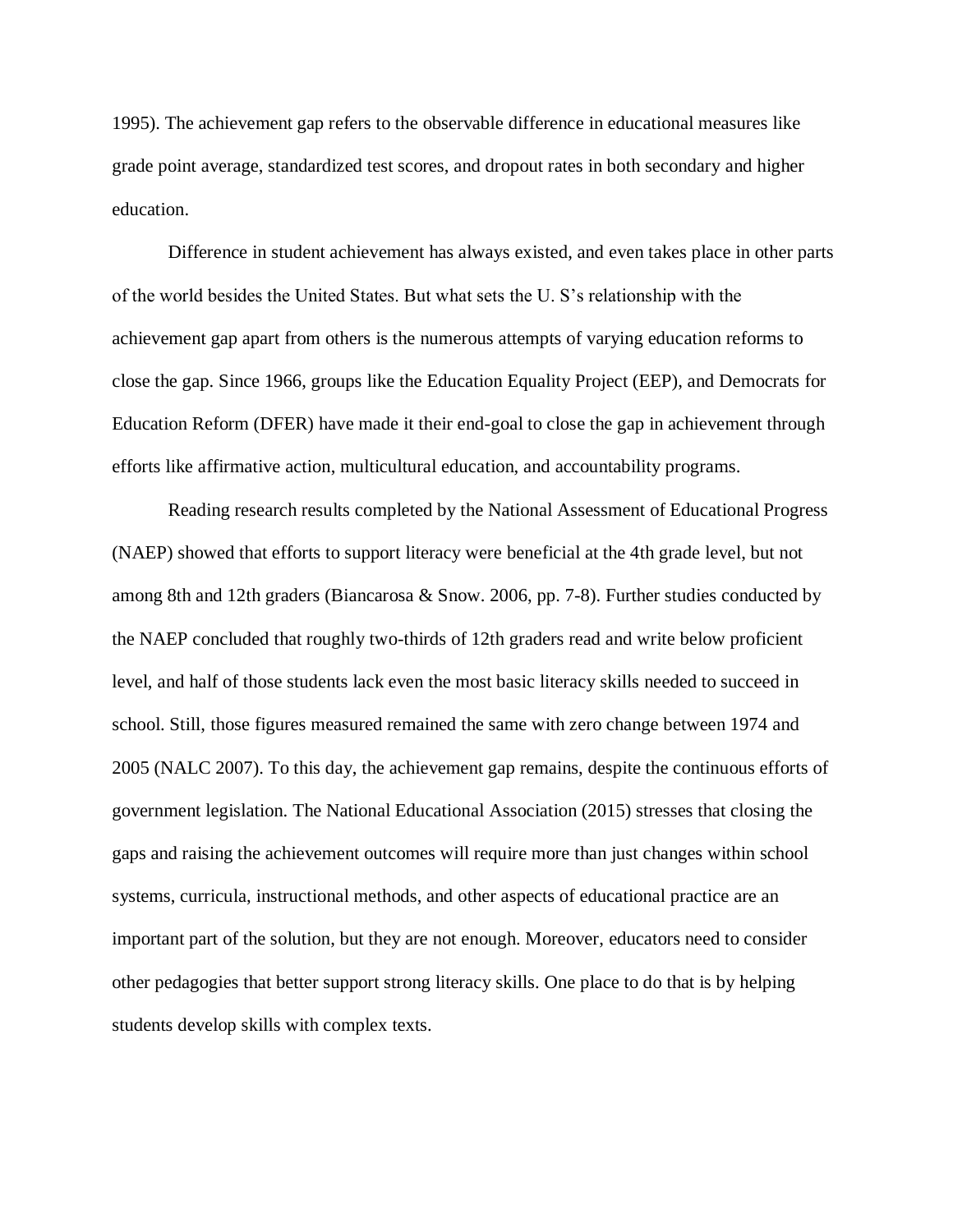1995). The achievement gap refers to the observable difference in educational measures like grade point average, standardized test scores, and dropout rates in both secondary and higher education.

Difference in student achievement has always existed, and even takes place in other parts of the world besides the United States. But what sets the U. S's relationship with the achievement gap apart from others is the numerous attempts of varying education reforms to close the gap. Since 1966, groups like the Education Equality Project (EEP), and Democrats for Education Reform (DFER) have made it their end-goal to close the gap in achievement through efforts like affirmative action, multicultural education, and accountability programs.

Reading research results completed by the National Assessment of Educational Progress (NAEP) showed that efforts to support literacy were beneficial at the 4th grade level, but not among 8th and 12th graders (Biancarosa & Snow. 2006, pp. 7-8). Further studies conducted by the NAEP concluded that roughly two-thirds of 12th graders read and write below proficient level, and half of those students lack even the most basic literacy skills needed to succeed in school. Still, those figures measured remained the same with zero change between 1974 and 2005 (NALC 2007). To this day, the achievement gap remains, despite the continuous efforts of government legislation. The National Educational Association (2015) stresses that closing the gaps and raising the achievement outcomes will require more than just changes within school systems, curricula, instructional methods, and other aspects of educational practice are an important part of the solution, but they are not enough. Moreover, educators need to consider other pedagogies that better support strong literacy skills. One place to do that is by helping students develop skills with complex texts.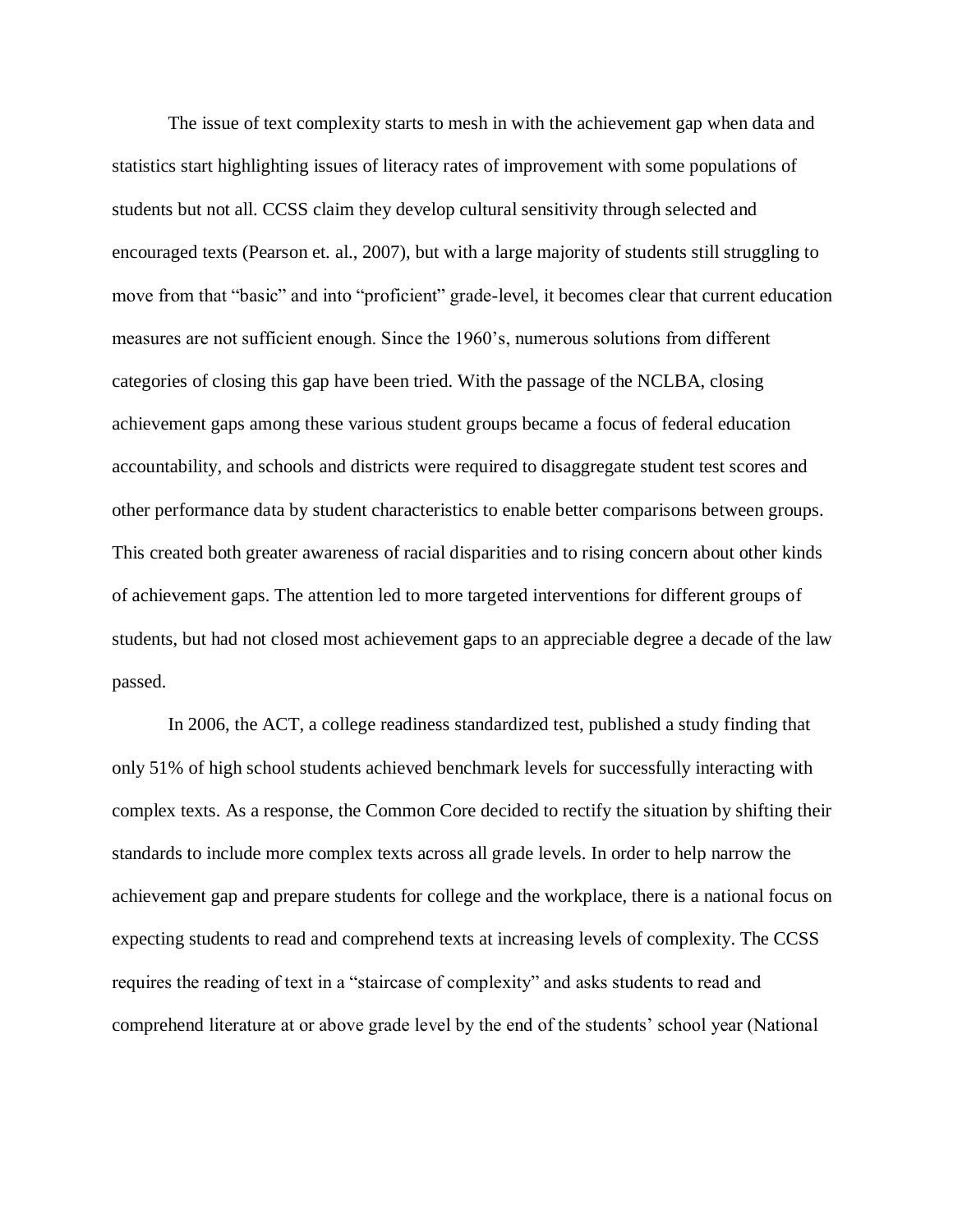The issue of text complexity starts to mesh in with the achievement gap when data and statistics start highlighting issues of literacy rates of improvement with some populations of students but not all. CCSS claim they develop cultural sensitivity through selected and encouraged texts (Pearson et. al., 2007), but with a large majority of students still struggling to move from that "basic" and into "proficient" grade-level, it becomes clear that current education measures are not sufficient enough. Since the 1960's, numerous solutions from different categories of closing this gap have been tried. With the passage of the NCLBA, closing achievement gaps among these various student groups became a focus of federal education accountability, and schools and districts were required to disaggregate student test scores and other performance data by student characteristics to enable better comparisons between groups. This created both greater awareness of racial disparities and to rising concern about other kinds of achievement gaps. The attention led to more targeted interventions for different groups of students, but had not closed most achievement gaps to an appreciable degree a decade of the law passed.

In 2006, the ACT, a college readiness standardized test, published a study finding that only 51% of high school students achieved benchmark levels for successfully interacting with complex texts. As a response, the Common Core decided to rectify the situation by shifting their standards to include more complex texts across all grade levels. In order to help narrow the achievement gap and prepare students for college and the workplace, there is a national focus on expecting students to read and comprehend texts at increasing levels of complexity. The CCSS requires the reading of text in a "staircase of complexity" and asks students to read and comprehend literature at or above grade level by the end of the students' school year (National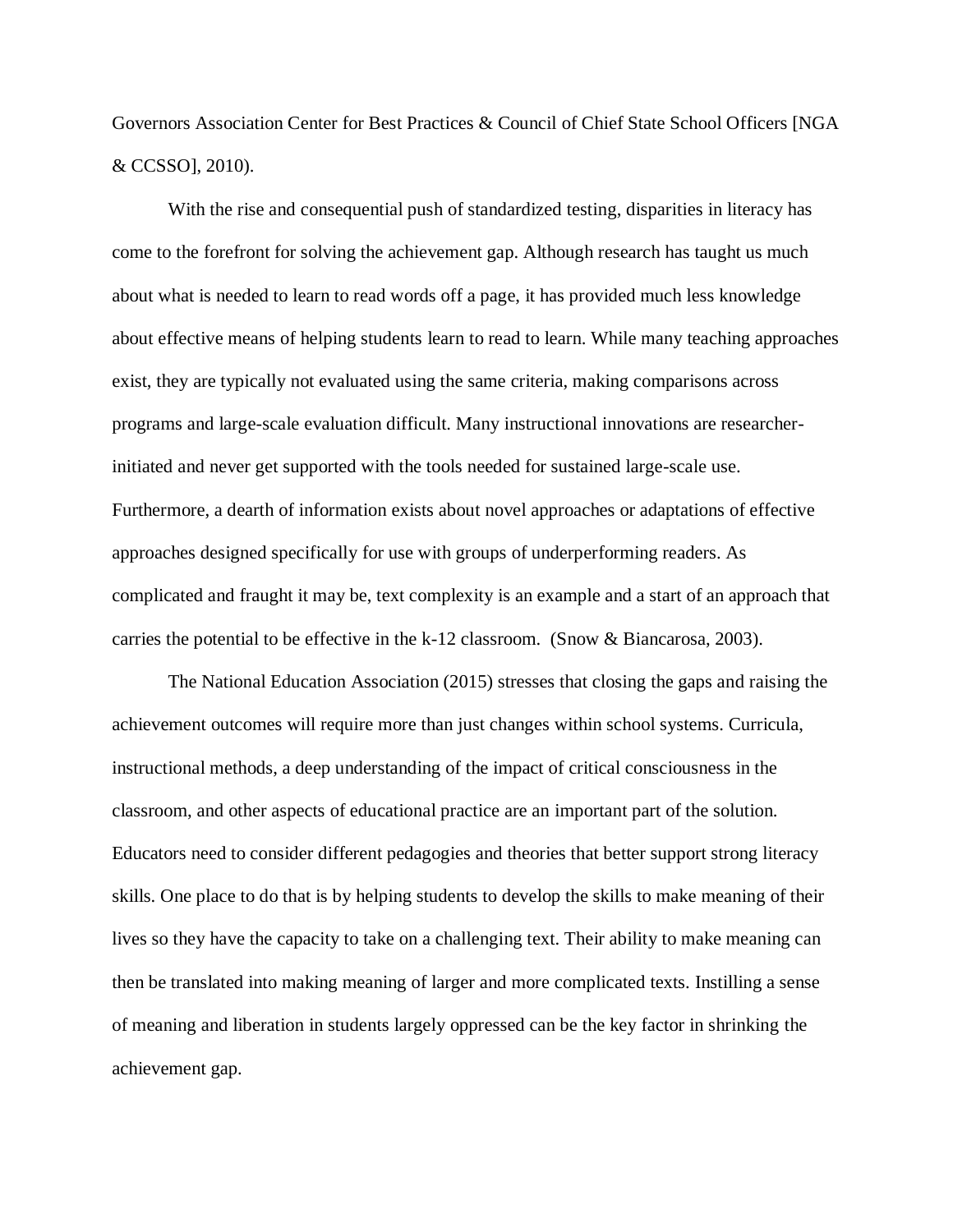Governors Association Center for Best Practices & Council of Chief State School Officers [NGA & CCSSO], 2010).

With the rise and consequential push of standardized testing, disparities in literacy has come to the forefront for solving the achievement gap. Although research has taught us much about what is needed to learn to read words off a page, it has provided much less knowledge about effective means of helping students learn to read to learn. While many teaching approaches exist, they are typically not evaluated using the same criteria, making comparisons across programs and large-scale evaluation difficult. Many instructional innovations are researcher-initiated and never get supported with the tools needed for sustained large-scale use. Furthermore, a dearth of information exists about novel approaches or adaptations of effective approaches designed specifically for use with groups of underperforming readers. As complicated and fraught it may be, text complexity is an example and a start of an approach that carries the potential to be effective in the k-12 classroom. (Snow & Biancarosa, 2003).

The National Education Association (2015) stresses that closing the gaps and raising the achievement outcomes will require more than just changes within school systems. Curricula, instructional methods, a deep understanding of the impact of critical consciousness in the classroom, and other aspects of educational practice are an important part of the solution. Educators need to consider different pedagogies and theories that better support strong literacy skills. One place to do that is by helping students to develop the skills to make meaning of their lives so they have the capacity to take on a challenging text. Their ability to make meaning can then be translated into making meaning of larger and more complicated texts. Instilling a sense of meaning and liberation in students largely oppressed can be the key factor in shrinking the achievement gap.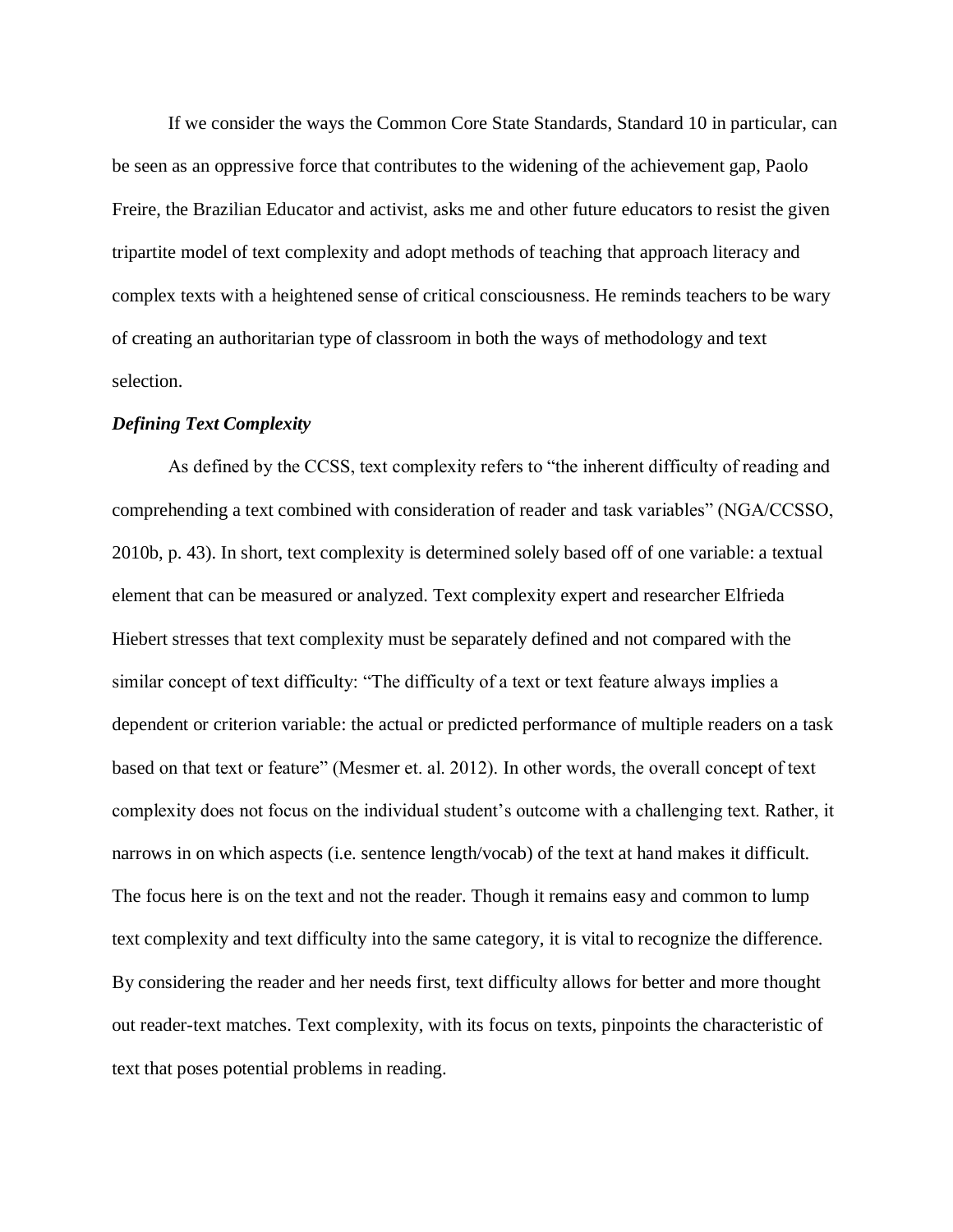If we consider the ways the Common Core State Standards, Standard 10 in particular, can be seen as an oppressive force that contributes to the widening of the achievement gap, Paolo Freire, the Brazilian Educator and activist, asks me and other future educators to resist the given tripartite model of text complexity and adopt methods of teaching that approach literacy and complex texts with a heightened sense of critical consciousness. He reminds teachers to be wary of creating an authoritarian type of classroom in both the ways of methodology and text selection.

### ***Defining Text Complexity***

As defined by the CCSS, text complexity refers to "the inherent difficulty of reading and comprehending a text combined with consideration of reader and task variables" (NGA/CCSSO, 2010b, p. 43). In short, text complexity is determined solely based off of one variable: a textual element that can be measured or analyzed. Text complexity expert and researcher Elfrieda Hiebert stresses that text complexity must be separately defined and not compared with the similar concept of text difficulty: "The difficulty of a text or text feature always implies a dependent or criterion variable: the actual or predicted performance of multiple readers on a task based on that text or feature" (Mesmer et. al. 2012). In other words, the overall concept of text complexity does not focus on the individual student's outcome with a challenging text. Rather, it narrows in on which aspects (i.e. sentence length/vocab) of the text at hand makes it difficult. The focus here is on the text and not the reader. Though it remains easy and common to lump text complexity and text difficulty into the same category, it is vital to recognize the difference. By considering the reader and her needs first, text difficulty allows for better and more thought out reader-text matches. Text complexity, with its focus on texts, pinpoints the characteristic of text that poses potential problems in reading.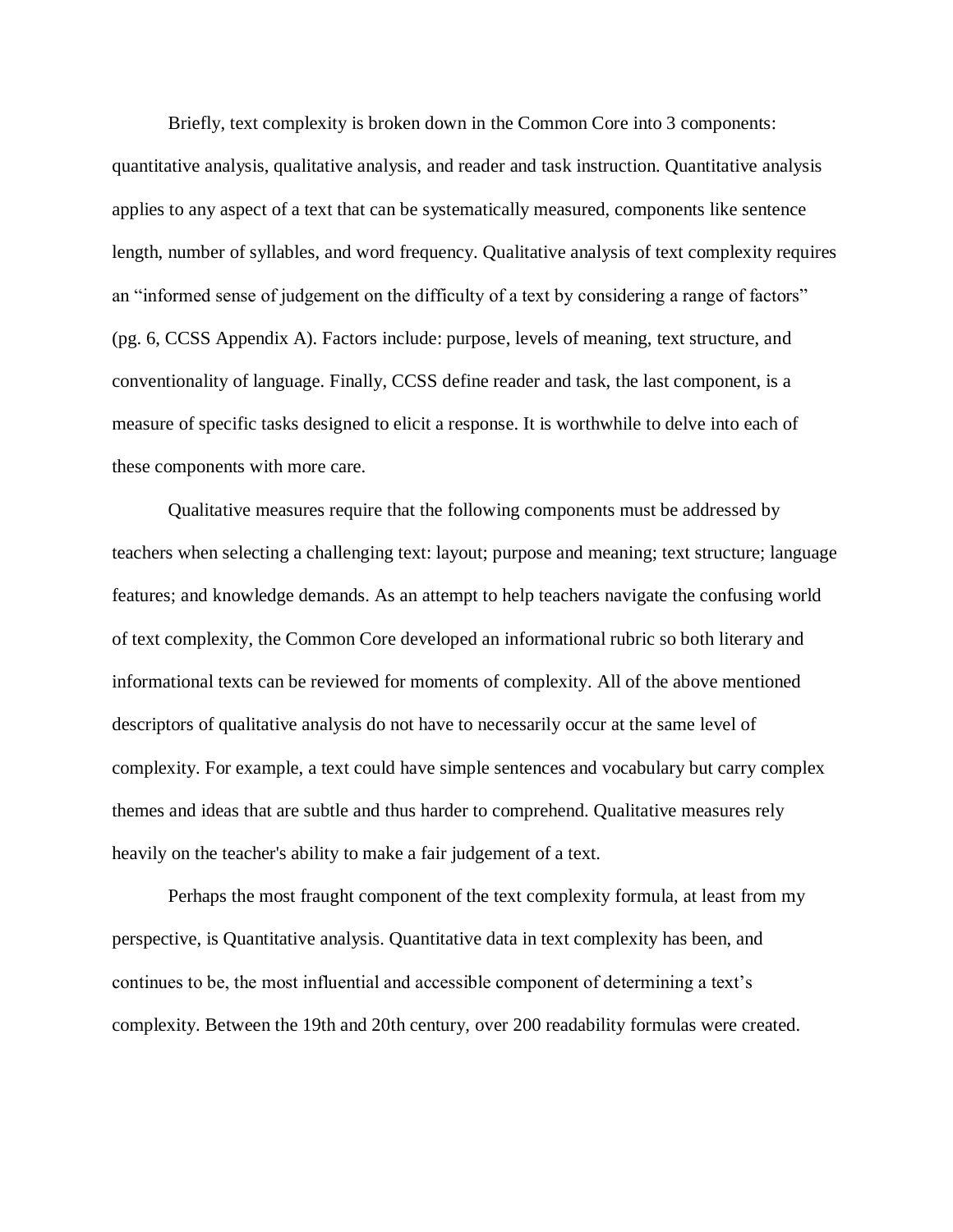Briefly, text complexity is broken down in the Common Core into 3 components: quantitative analysis, qualitative analysis, and reader and task instruction. Quantitative analysis applies to any aspect of a text that can be systematically measured, components like sentence length, number of syllables, and word frequency. Qualitative analysis of text complexity requires an "informed sense of judgement on the difficulty of a text by considering a range of factors" (pg. 6, CCSS Appendix A). Factors include: purpose, levels of meaning, text structure, and conventionality of language. Finally, CCSS define reader and task, the last component, is a measure of specific tasks designed to elicit a response. It is worthwhile to delve into each of these components with more care.

Qualitative measures require that the following components must be addressed by teachers when selecting a challenging text: layout; purpose and meaning; text structure; language features; and knowledge demands. As an attempt to help teachers navigate the confusing world of text complexity, the Common Core developed an informational rubric so both literary and informational texts can be reviewed for moments of complexity. All of the above mentioned descriptors of qualitative analysis do not have to necessarily occur at the same level of complexity. For example, a text could have simple sentences and vocabulary but carry complex themes and ideas that are subtle and thus harder to comprehend. Qualitative measures rely heavily on the teacher's ability to make a fair judgement of a text.

Perhaps the most fraught component of the text complexity formula, at least from my perspective, is Quantitative analysis. Quantitative data in text complexity has been, and continues to be, the most influential and accessible component of determining a text's complexity. Between the 19th and 20th century, over 200 readability formulas were created.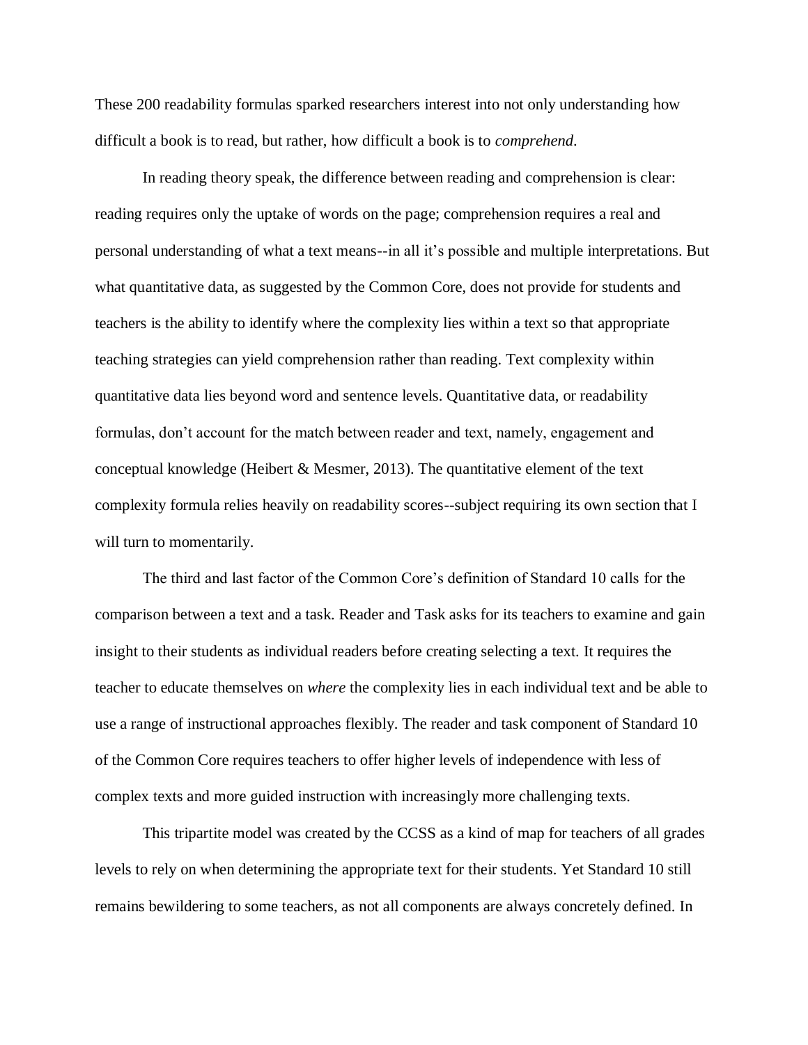These 200 readability formulas sparked researchers interest into not only understanding how difficult a book is to read, but rather, how difficult a book is to *comprehend*.

In reading theory speak, the difference between reading and comprehension is clear: reading requires only the uptake of words on the page; comprehension requires a real and personal understanding of what a text means--in all it's possible and multiple interpretations. But what quantitative data, as suggested by the Common Core, does not provide for students and teachers is the ability to identify where the complexity lies within a text so that appropriate teaching strategies can yield comprehension rather than reading. Text complexity within quantitative data lies beyond word and sentence levels. Quantitative data, or readability formulas, don't account for the match between reader and text, namely, engagement and conceptual knowledge (Heibert & Mesmer, 2013). The quantitative element of the text complexity formula relies heavily on readability scores--subject requiring its own section that I will turn to momentarily.

The third and last factor of the Common Core's definition of Standard 10 calls for the comparison between a text and a task. Reader and Task asks for its teachers to examine and gain insight to their students as individual readers before creating selecting a text. It requires the teacher to educate themselves on *where* the complexity lies in each individual text and be able to use a range of instructional approaches flexibly. The reader and task component of Standard 10 of the Common Core requires teachers to offer higher levels of independence with less of complex texts and more guided instruction with increasingly more challenging texts.

This tripartite model was created by the CCSS as a kind of map for teachers of all grades levels to rely on when determining the appropriate text for their students. Yet Standard 10 still remains bewildering to some teachers, as not all components are always concretely defined. In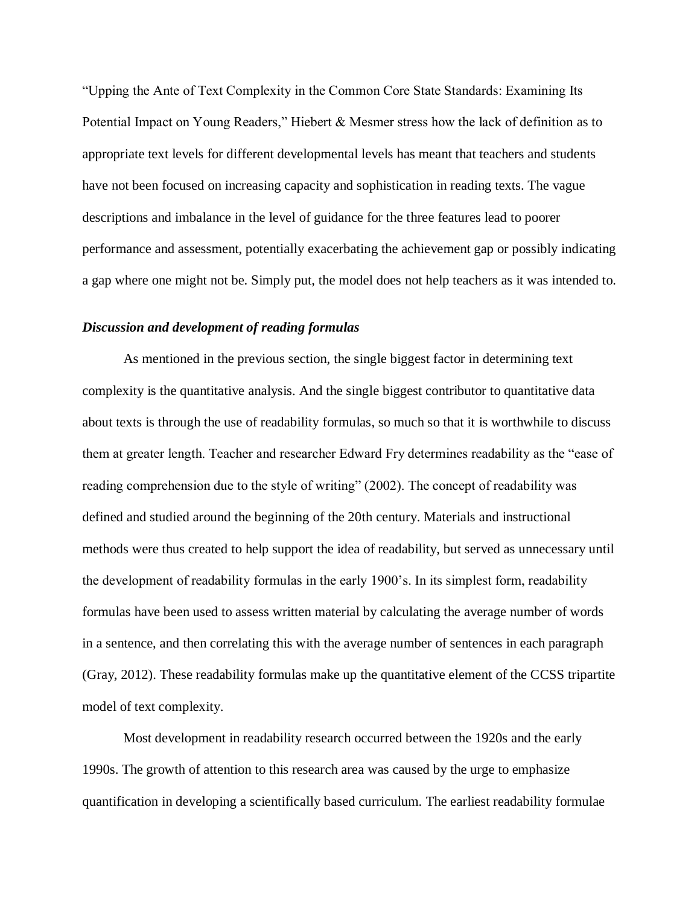"Upping the Ante of Text Complexity in the Common Core State Standards: Examining Its Potential Impact on Young Readers," Hiebert & Mesmer stress how the lack of definition as to appropriate text levels for different developmental levels has meant that teachers and students have not been focused on increasing capacity and sophistication in reading texts. The vague descriptions and imbalance in the level of guidance for the three features lead to poorer performance and assessment, potentially exacerbating the achievement gap or possibly indicating a gap where one might not be. Simply put, the model does not help teachers as it was intended to.

***Discussion and development of reading formulas***

As mentioned in the previous section, the single biggest factor in determining text complexity is the quantitative analysis. And the single biggest contributor to quantitative data about texts is through the use of readability formulas, so much so that it is worthwhile to discuss them at greater length. Teacher and researcher Edward Fry determines readability as the "ease of reading comprehension due to the style of writing" (2002). The concept of readability was defined and studied around the beginning of the 20th century. Materials and instructional methods were thus created to help support the idea of readability, but served as unnecessary until the development of readability formulas in the early 1900's. In its simplest form, readability formulas have been used to assess written material by calculating the average number of words in a sentence, and then correlating this with the average number of sentences in each paragraph (Gray, 2012). These readability formulas make up the quantitative element of the CCSS tripartite model of text complexity.

Most development in readability research occurred between the 1920s and the early 1990s. The growth of attention to this research area was caused by the urge to emphasize quantification in developing a scientifically based curriculum. The earliest readability formulae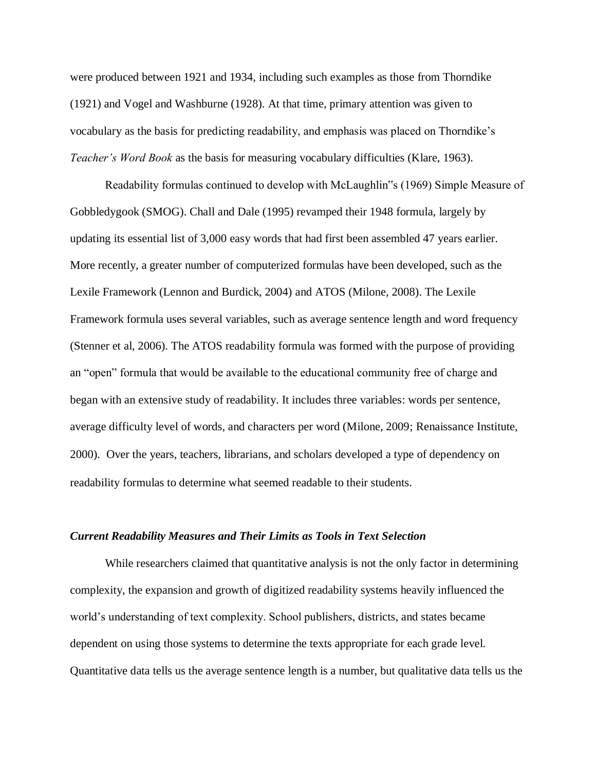were produced between 1921 and 1934, including such examples as those from Thorndike (1921) and Vogel and Washburne (1928). At that time, primary attention was given to vocabulary as the basis for predicting readability, and emphasis was placed on Thorndike's *Teacher's Word Book* as the basis for measuring vocabulary difficulties (Klare, 1963).

Readability formulas continued to develop with McLaughlin"s (1969) Simple Measure of Gobbledygook (SMOG). Chall and Dale (1995) revamped their 1948 formula, largely by updating its essential list of 3,000 easy words that had first been assembled 47 years earlier. More recently, a greater number of computerized formulas have been developed, such as the Lexile Framework (Lennon and Burdick, 2004) and ATOS (Milone, 2008). The Lexile Framework formula uses several variables, such as average sentence length and word frequency (Stenner et al, 2006). The ATOS readability formula was formed with the purpose of providing an "open" formula that would be available to the educational community free of charge and began with an extensive study of readability. It includes three variables: words per sentence, average difficulty level of words, and characters per word (Milone, 2009; Renaissance Institute, 2000). Over the years, teachers, librarians, and scholars developed a type of dependency on readability formulas to determine what seemed readable to their students.

### ***Current Readability Measures and Their Limits as Tools in Text Selection***

While researchers claimed that quantitative analysis is not the only factor in determining complexity, the expansion and growth of digitized readability systems heavily influenced the world's understanding of text complexity. School publishers, districts, and states became dependent on using those systems to determine the texts appropriate for each grade level. Quantitative data tells us the average sentence length is a number, but qualitative data tells us the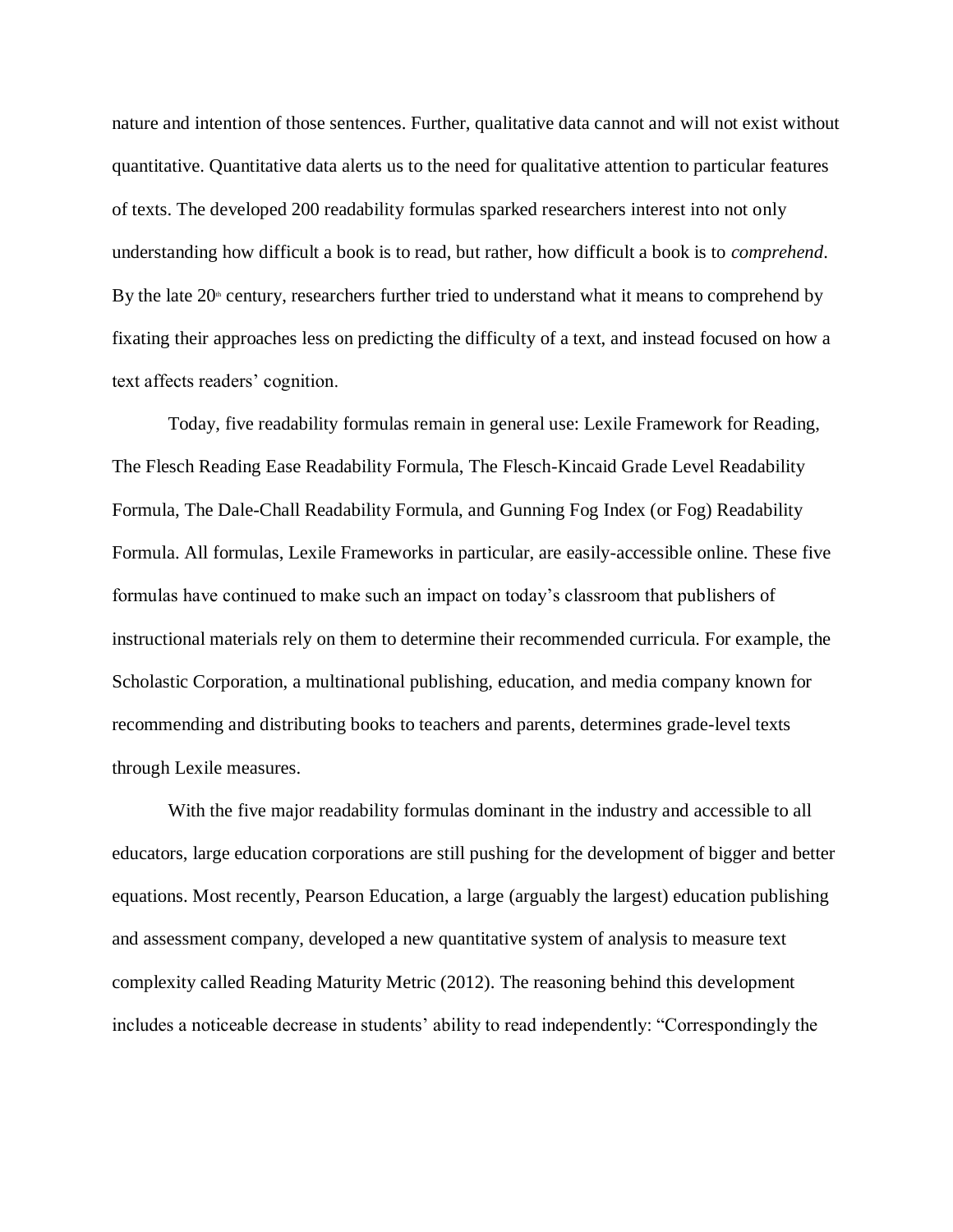nature and intention of those sentences. Further, qualitative data cannot and will not exist without quantitative. Quantitative data alerts us to the need for qualitative attention to particular features of texts. The developed 200 readability formulas sparked researchers interest into not only understanding how difficult a book is to read, but rather, how difficult a book is to *comprehend*. By the late 20th century, researchers further tried to understand what it means to comprehend by fixating their approaches less on predicting the difficulty of a text, and instead focused on how a text affects readers' cognition.

Today, five readability formulas remain in general use: Lexile Framework for Reading, The Flesch Reading Ease Readability Formula, The Flesch-Kincaid Grade Level Readability Formula, The Dale-Chall Readability Formula, and Gunning Fog Index (or Fog) Readability Formula. All formulas, Lexile Frameworks in particular, are easily-accessible online. These five formulas have continued to make such an impact on today's classroom that publishers of instructional materials rely on them to determine their recommended curricula. For example, the Scholastic Corporation, a multinational publishing, education, and media company known for recommending and distributing books to teachers and parents, determines grade-level texts through Lexile measures.

With the five major readability formulas dominant in the industry and accessible to all educators, large education corporations are still pushing for the development of bigger and better equations. Most recently, Pearson Education, a large (arguably the largest) education publishing and assessment company, developed a new quantitative system of analysis to measure text complexity called Reading Maturity Metric (2012). The reasoning behind this development includes a noticeable decrease in students' ability to read independently: "Correspondingly the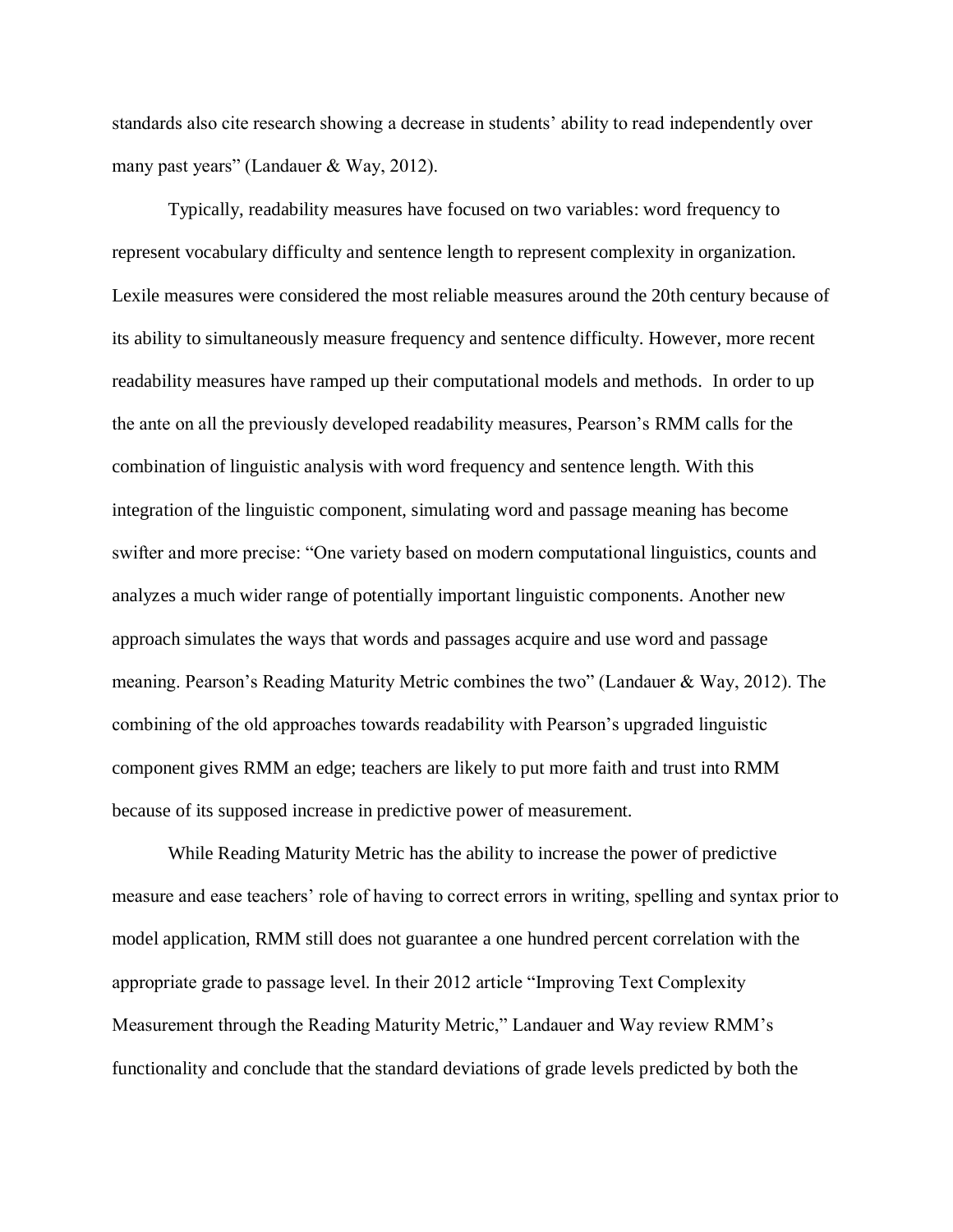standards also cite research showing a decrease in students' ability to read independently over many past years" (Landauer & Way, 2012).

Typically, readability measures have focused on two variables: word frequency to represent vocabulary difficulty and sentence length to represent complexity in organization. Lexile measures were considered the most reliable measures around the 20th century because of its ability to simultaneously measure frequency and sentence difficulty. However, more recent readability measures have ramped up their computational models and methods. In order to up the ante on all the previously developed readability measures, Pearson's RMM calls for the combination of linguistic analysis with word frequency and sentence length. With this integration of the linguistic component, simulating word and passage meaning has become swifter and more precise: "One variety based on modern computational linguistics, counts and analyzes a much wider range of potentially important linguistic components. Another new approach simulates the ways that words and passages acquire and use word and passage meaning. Pearson's Reading Maturity Metric combines the two" (Landauer & Way, 2012). The combining of the old approaches towards readability with Pearson's upgraded linguistic component gives RMM an edge; teachers are likely to put more faith and trust into RMM because of its supposed increase in predictive power of measurement.

While Reading Maturity Metric has the ability to increase the power of predictive measure and ease teachers' role of having to correct errors in writing, spelling and syntax prior to model application, RMM still does not guarantee a one hundred percent correlation with the appropriate grade to passage level. In their 2012 article "Improving Text Complexity Measurement through the Reading Maturity Metric," Landauer and Way review RMM's functionality and conclude that the standard deviations of grade levels predicted by both the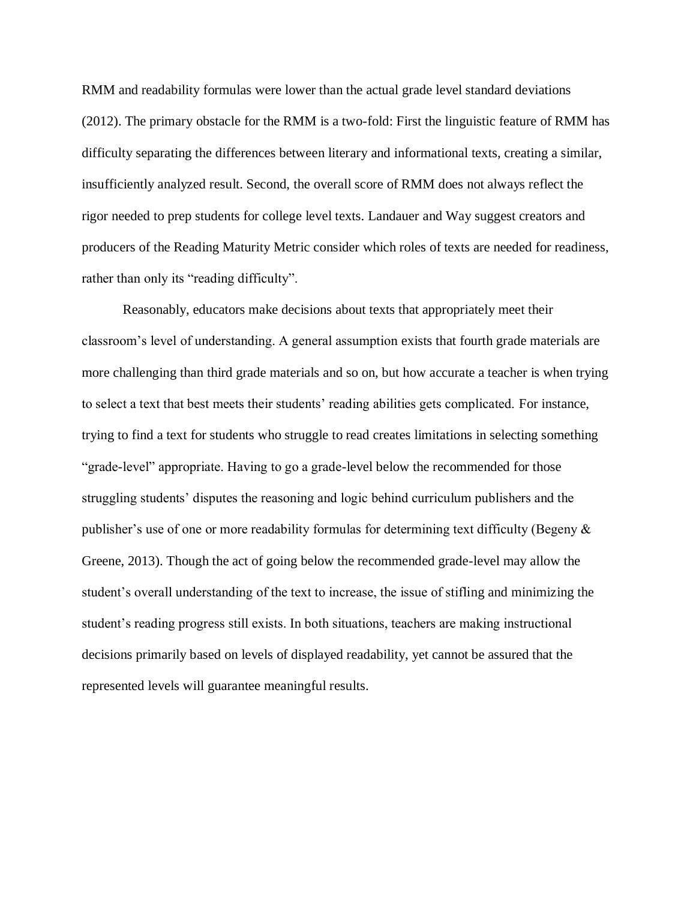RMM and readability formulas were lower than the actual grade level standard deviations (2012). The primary obstacle for the RMM is a two-fold: First the linguistic feature of RMM has difficulty separating the differences between literary and informational texts, creating a similar, insufficiently analyzed result. Second, the overall score of RMM does not always reflect the rigor needed to prep students for college level texts. Landauer and Way suggest creators and producers of the Reading Maturity Metric consider which roles of texts are needed for readiness, rather than only its "reading difficulty".

Reasonably, educators make decisions about texts that appropriately meet their classroom's level of understanding. A general assumption exists that fourth grade materials are more challenging than third grade materials and so on, but how accurate a teacher is when trying to select a text that best meets their students' reading abilities gets complicated. For instance, trying to find a text for students who struggle to read creates limitations in selecting something "grade-level" appropriate. Having to go a grade-level below the recommended for those struggling students' disputes the reasoning and logic behind curriculum publishers and the publisher's use of one or more readability formulas for determining text difficulty (Begeny & Greene, 2013). Though the act of going below the recommended grade-level may allow the student's overall understanding of the text to increase, the issue of stifling and minimizing the student's reading progress still exists. In both situations, teachers are making instructional decisions primarily based on levels of displayed readability, yet cannot be assured that the represented levels will guarantee meaningful results.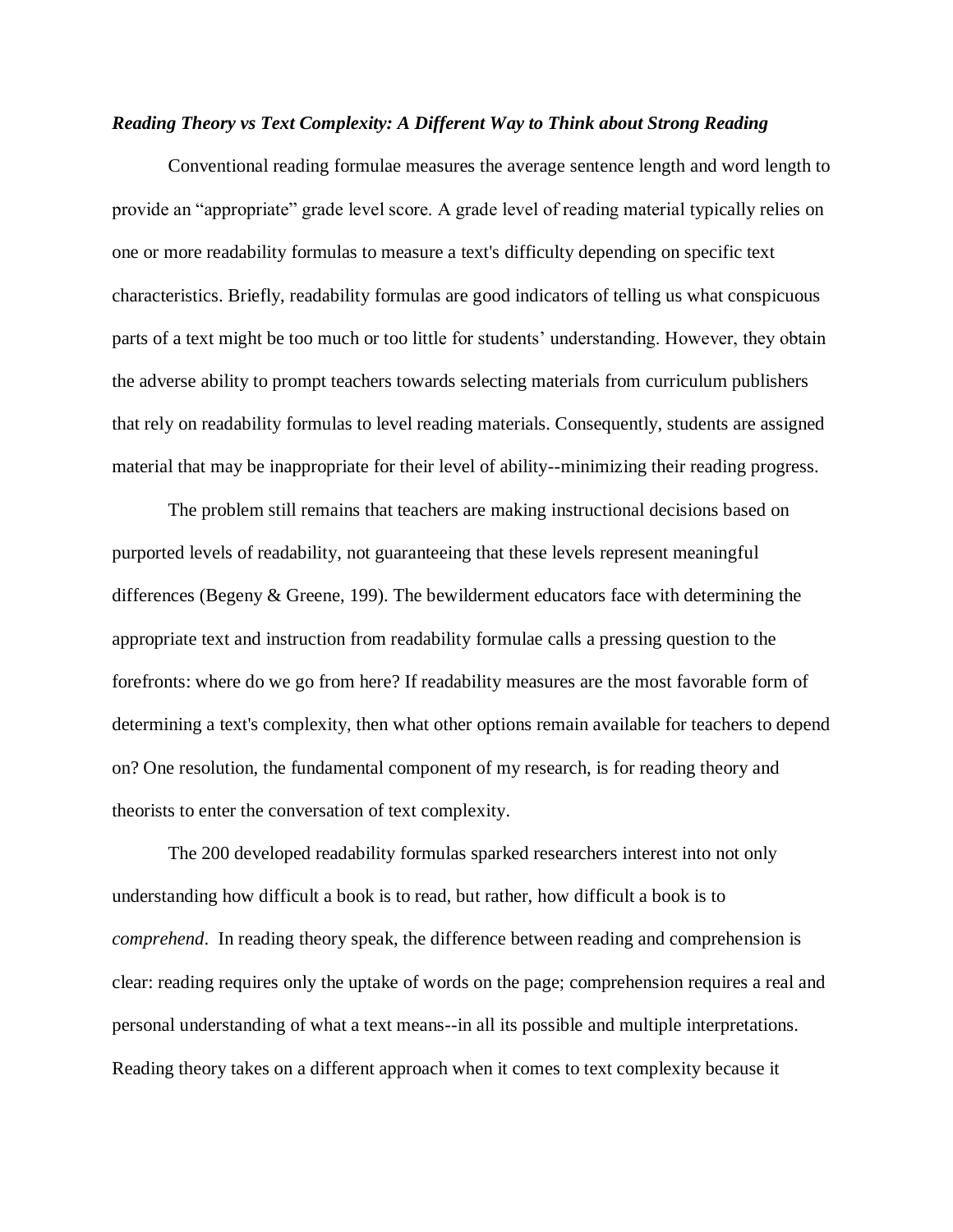***Reading Theory vs Text Complexity: A Different Way to Think about Strong Reading***

Conventional reading formulae measures the average sentence length and word length to provide an "appropriate" grade level score. A grade level of reading material typically relies on one or more readability formulas to measure a text's difficulty depending on specific text characteristics. Briefly, readability formulas are good indicators of telling us what conspicuous parts of a text might be too much or too little for students' understanding. However, they obtain the adverse ability to prompt teachers towards selecting materials from curriculum publishers that rely on readability formulas to level reading materials. Consequently, students are assigned material that may be inappropriate for their level of ability--minimizing their reading progress.

The problem still remains that teachers are making instructional decisions based on purported levels of readability, not guaranteeing that these levels represent meaningful differences (Begeny & Greene, 199). The bewilderment educators face with determining the appropriate text and instruction from readability formulae calls a pressing question to the forefronts: where do we go from here? If readability measures are the most favorable form of determining a text's complexity, then what other options remain available for teachers to depend on? One resolution, the fundamental component of my research, is for reading theory and theorists to enter the conversation of text complexity.

The 200 developed readability formulas sparked researchers interest into not only understanding how difficult a book is to read, but rather, how difficult a book is to *comprehend*. In reading theory speak, the difference between reading and comprehension is clear: reading requires only the uptake of words on the page; comprehension requires a real and personal understanding of what a text means--in all its possible and multiple interpretations. Reading theory takes on a different approach when it comes to text complexity because it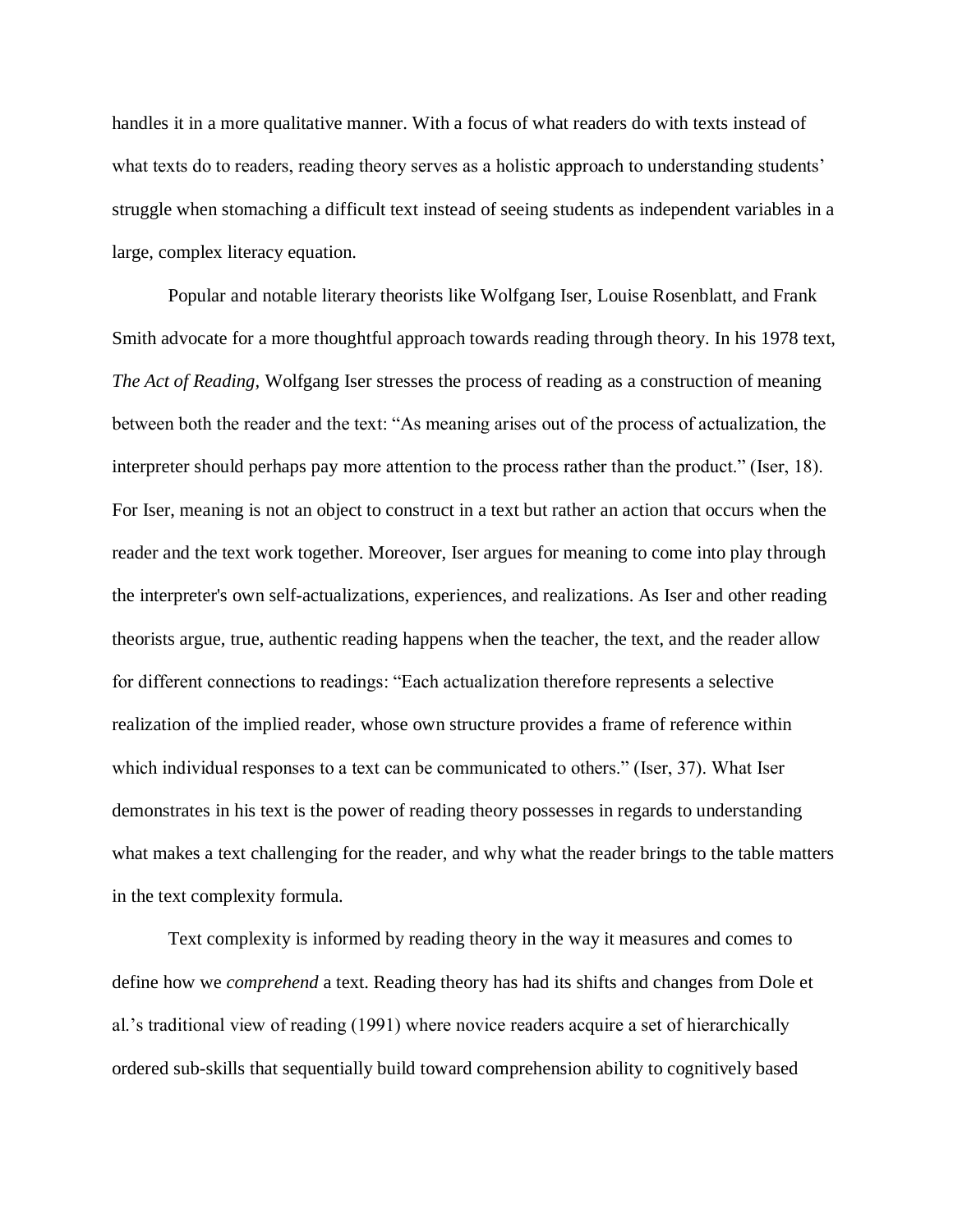handles it in a more qualitative manner. With a focus of what readers do with texts instead of what texts do to readers, reading theory serves as a holistic approach to understanding students' struggle when stomaching a difficult text instead of seeing students as independent variables in a large, complex literacy equation.

Popular and notable literary theorists like Wolfgang Iser, Louise Rosenblatt, and Frank Smith advocate for a more thoughtful approach towards reading through theory. In his 1978 text, *The Act of Reading*, Wolfgang Iser stresses the process of reading as a construction of meaning between both the reader and the text: "As meaning arises out of the process of actualization, the interpreter should perhaps pay more attention to the process rather than the product." (Iser, 18). For Iser, meaning is not an object to construct in a text but rather an action that occurs when the reader and the text work together. Moreover, Iser argues for meaning to come into play through the interpreter's own self-actualizations, experiences, and realizations. As Iser and other reading theorists argue, true, authentic reading happens when the teacher, the text, and the reader allow for different connections to readings: "Each actualization therefore represents a selective realization of the implied reader, whose own structure provides a frame of reference within which individual responses to a text can be communicated to others." (Iser, 37). What Iser demonstrates in his text is the power of reading theory possesses in regards to understanding what makes a text challenging for the reader, and why what the reader brings to the table matters in the text complexity formula.

Text complexity is informed by reading theory in the way it measures and comes to define how we *comprehend* a text. Reading theory has had its shifts and changes from Dole et al.'s traditional view of reading (1991) where novice readers acquire a set of hierarchically ordered sub-skills that sequentially build toward comprehension ability to cognitively based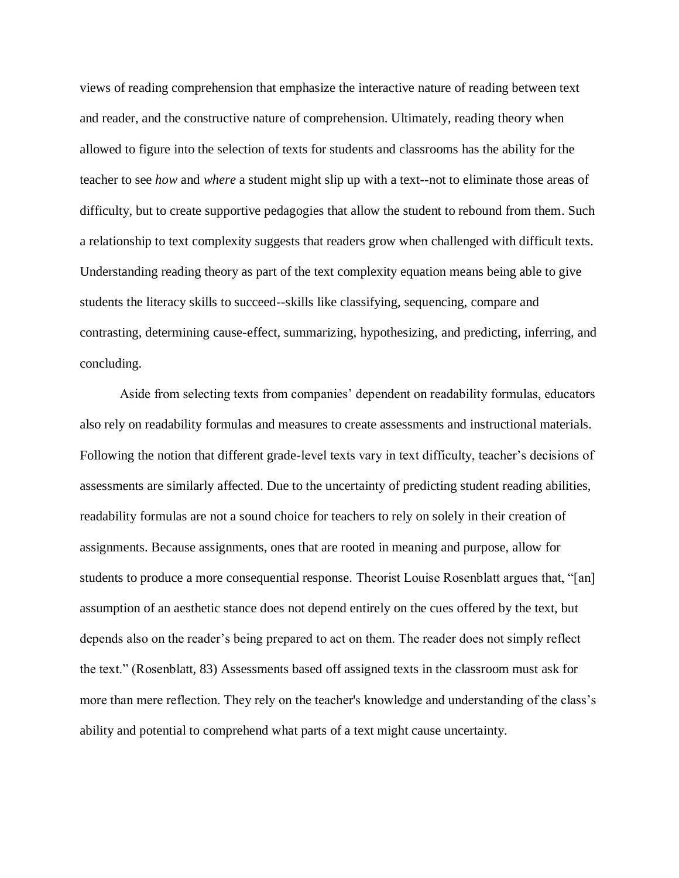views of reading comprehension that emphasize the interactive nature of reading between text and reader, and the constructive nature of comprehension. Ultimately, reading theory when allowed to figure into the selection of texts for students and classrooms has the ability for the teacher to see *how* and *where* a student might slip up with a text--not to eliminate those areas of difficulty, but to create supportive pedagogies that allow the student to rebound from them. Such a relationship to text complexity suggests that readers grow when challenged with difficult texts. Understanding reading theory as part of the text complexity equation means being able to give students the literacy skills to succeed--skills like classifying, sequencing, compare and contrasting, determining cause-effect, summarizing, hypothesizing, and predicting, inferring, and concluding.

Aside from selecting texts from companies' dependent on readability formulas, educators also rely on readability formulas and measures to create assessments and instructional materials. Following the notion that different grade-level texts vary in text difficulty, teacher's decisions of assessments are similarly affected. Due to the uncertainty of predicting student reading abilities, readability formulas are not a sound choice for teachers to rely on solely in their creation of assignments. Because assignments, ones that are rooted in meaning and purpose, allow for students to produce a more consequential response. Theorist Louise Rosenblatt argues that, "[an] assumption of an aesthetic stance does not depend entirely on the cues offered by the text, but depends also on the reader's being prepared to act on them. The reader does not simply reflect the text." (Rosenblatt, 83) Assessments based off assigned texts in the classroom must ask for more than mere reflection. They rely on the teacher's knowledge and understanding of the class's ability and potential to comprehend what parts of a text might cause uncertainty.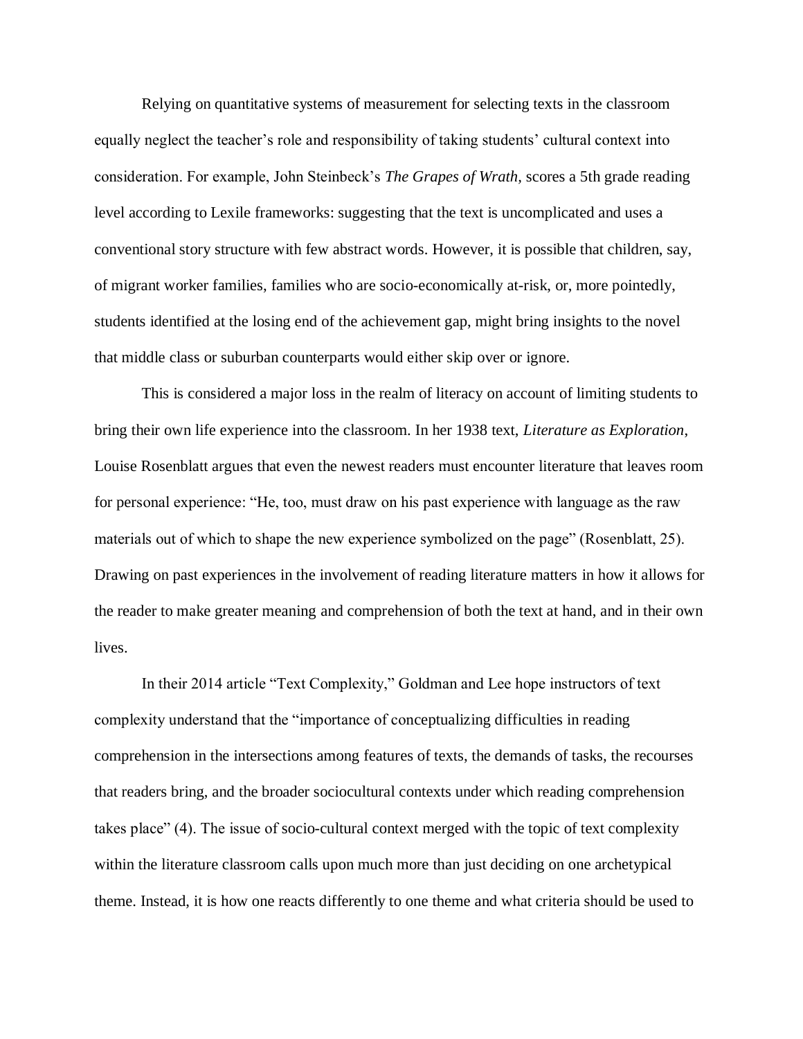Relying on quantitative systems of measurement for selecting texts in the classroom equally neglect the teacher's role and responsibility of taking students' cultural context into consideration. For example, John Steinbeck's *The Grapes of Wrath,* scores a 5th grade reading level according to Lexile frameworks: suggesting that the text is uncomplicated and uses a conventional story structure with few abstract words. However, it is possible that children, say, of migrant worker families, families who are socio-economically at-risk, or, more pointedly, students identified at the losing end of the achievement gap, might bring insights to the novel that middle class or suburban counterparts would either skip over or ignore.

This is considered a major loss in the realm of literacy on account of limiting students to bring their own life experience into the classroom. In her 1938 text, *Literature as Exploration*, Louise Rosenblatt argues that even the newest readers must encounter literature that leaves room for personal experience: "He, too, must draw on his past experience with language as the raw materials out of which to shape the new experience symbolized on the page" (Rosenblatt, 25). Drawing on past experiences in the involvement of reading literature matters in how it allows for the reader to make greater meaning and comprehension of both the text at hand, and in their own lives.

In their 2014 article "Text Complexity," Goldman and Lee hope instructors of text complexity understand that the "importance of conceptualizing difficulties in reading comprehension in the intersections among features of texts, the demands of tasks, the recourses that readers bring, and the broader sociocultural contexts under which reading comprehension takes place" (4). The issue of socio-cultural context merged with the topic of text complexity within the literature classroom calls upon much more than just deciding on one archetypical theme. Instead, it is how one reacts differently to one theme and what criteria should be used to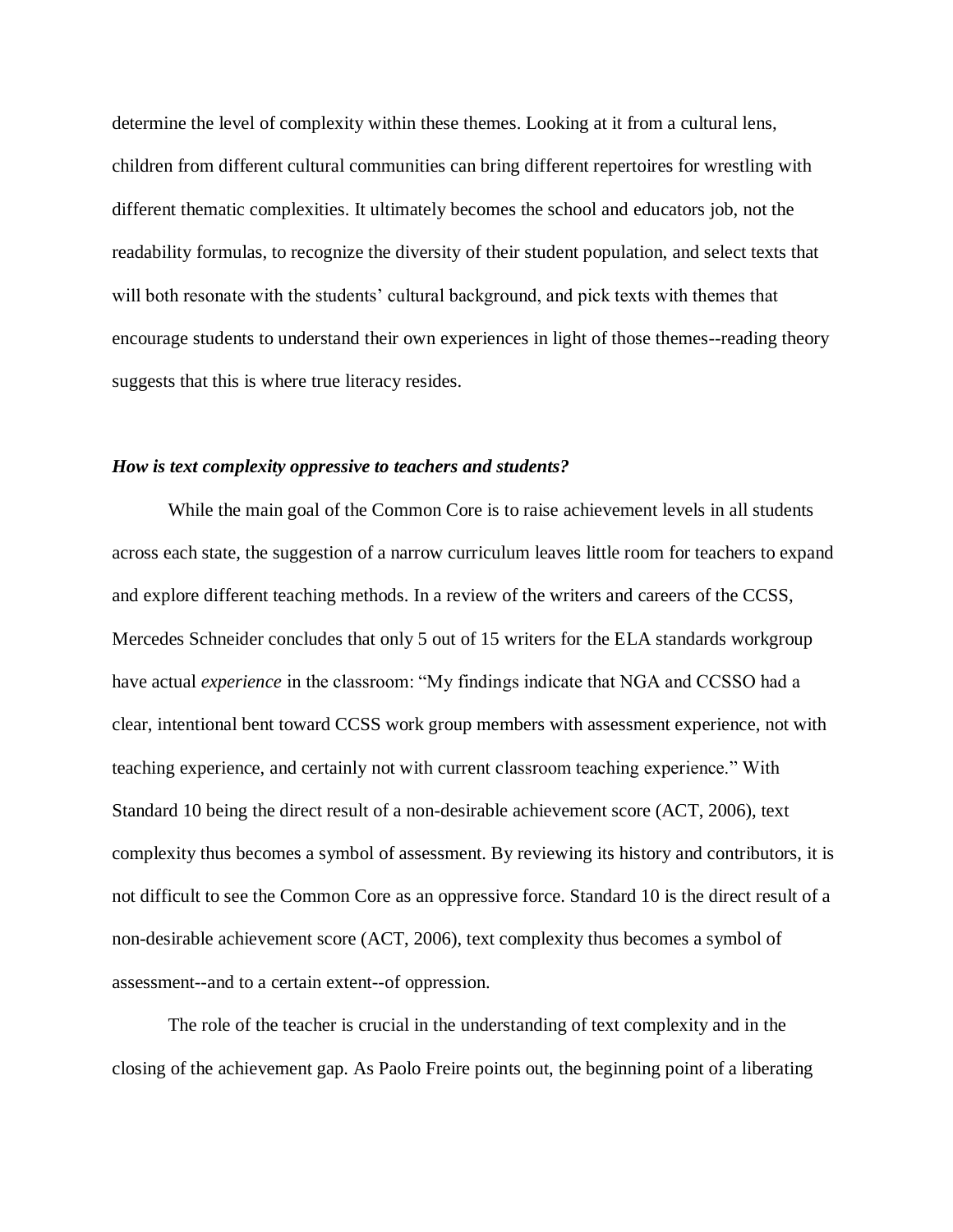determine the level of complexity within these themes. Looking at it from a cultural lens, children from different cultural communities can bring different repertoires for wrestling with different thematic complexities. It ultimately becomes the school and educators job, not the readability formulas, to recognize the diversity of their student population, and select texts that will both resonate with the students' cultural background, and pick texts with themes that encourage students to understand their own experiences in light of those themes--reading theory suggests that this is where true literacy resides.

***How is text complexity oppressive to teachers and students?***

While the main goal of the Common Core is to raise achievement levels in all students across each state, the suggestion of a narrow curriculum leaves little room for teachers to expand and explore different teaching methods. In a review of the writers and careers of the CCSS, Mercedes Schneider concludes that only 5 out of 15 writers for the ELA standards workgroup have actual *experience* in the classroom: "My findings indicate that NGA and CCSSO had a clear, intentional bent toward CCSS work group members with assessment experience, not with teaching experience, and certainly not with current classroom teaching experience." With Standard 10 being the direct result of a non-desirable achievement score (ACT, 2006), text complexity thus becomes a symbol of assessment. By reviewing its history and contributors, it is not difficult to see the Common Core as an oppressive force. Standard 10 is the direct result of a non-desirable achievement score (ACT, 2006), text complexity thus becomes a symbol of assessment--and to a certain extent--of oppression.

The role of the teacher is crucial in the understanding of text complexity and in the closing of the achievement gap. As Paolo Freire points out, the beginning point of a liberating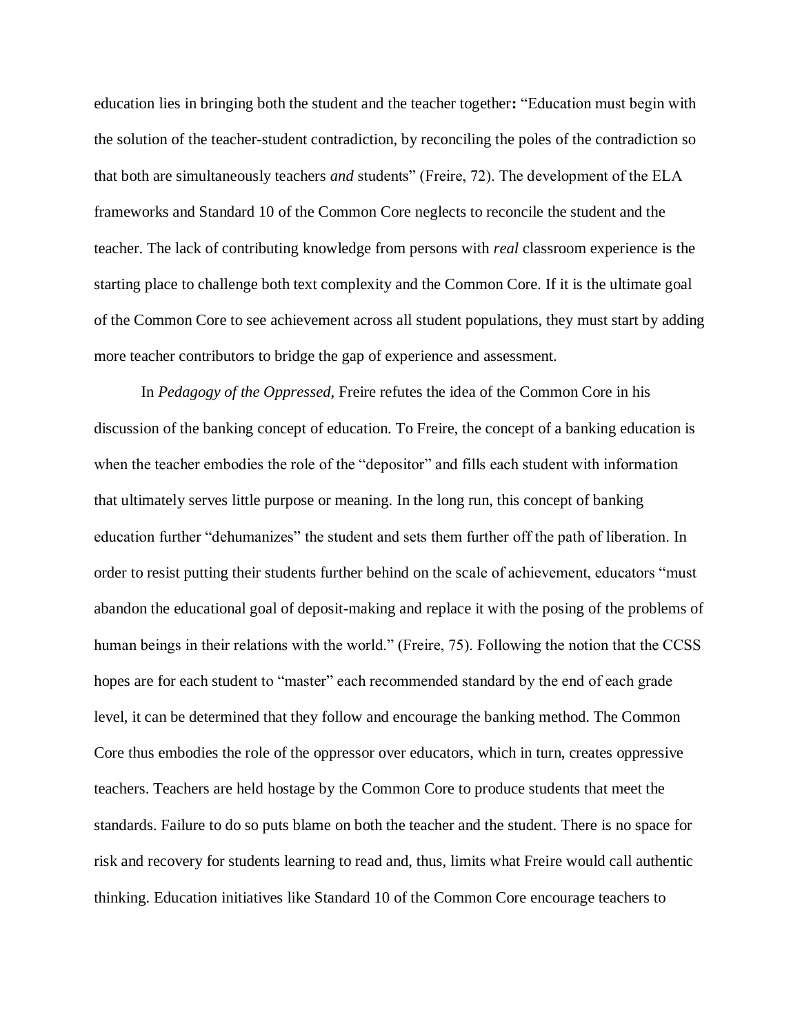education lies in bringing both the student and the teacher together**:** "Education must begin with the solution of the teacher-student contradiction, by reconciling the poles of the contradiction so that both are simultaneously teachers *and* students" (Freire, 72). The development of the ELA frameworks and Standard 10 of the Common Core neglects to reconcile the student and the teacher. The lack of contributing knowledge from persons with *real* classroom experience is the starting place to challenge both text complexity and the Common Core. If it is the ultimate goal of the Common Core to see achievement across all student populations, they must start by adding more teacher contributors to bridge the gap of experience and assessment.

In *Pedagogy of the Oppressed,* Freire refutes the idea of the Common Core in his discussion of the banking concept of education. To Freire, the concept of a banking education is when the teacher embodies the role of the "depositor" and fills each student with information that ultimately serves little purpose or meaning. In the long run, this concept of banking education further "dehumanizes" the student and sets them further off the path of liberation. In order to resist putting their students further behind on the scale of achievement, educators "must abandon the educational goal of deposit-making and replace it with the posing of the problems of human beings in their relations with the world." (Freire, 75). Following the notion that the CCSS hopes are for each student to "master" each recommended standard by the end of each grade level, it can be determined that they follow and encourage the banking method. The Common Core thus embodies the role of the oppressor over educators, which in turn, creates oppressive teachers. Teachers are held hostage by the Common Core to produce students that meet the standards. Failure to do so puts blame on both the teacher and the student. There is no space for risk and recovery for students learning to read and, thus, limits what Freire would call authentic thinking. Education initiatives like Standard 10 of the Common Core encourage teachers to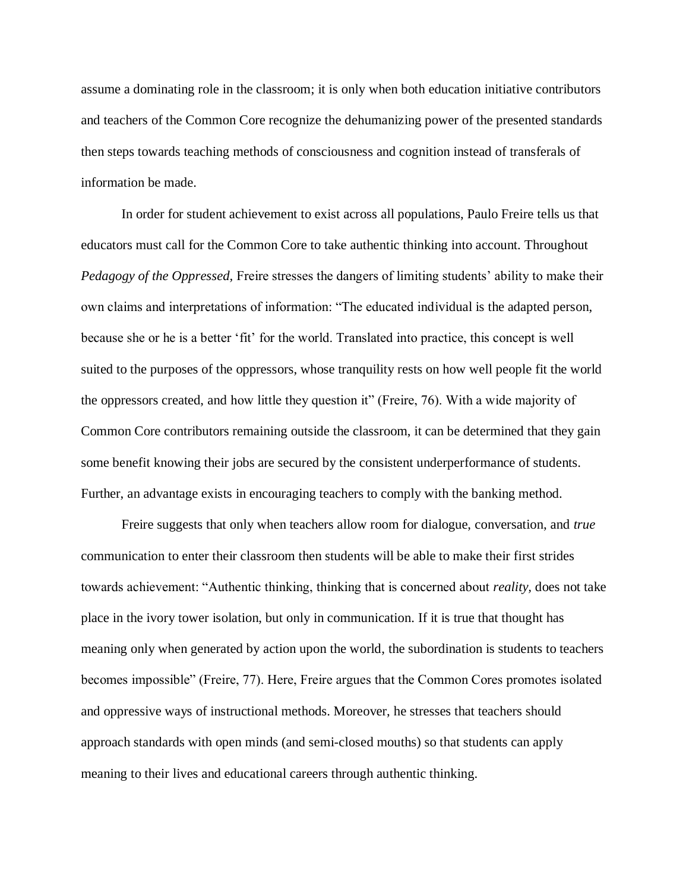assume a dominating role in the classroom; it is only when both education initiative contributors and teachers of the Common Core recognize the dehumanizing power of the presented standards then steps towards teaching methods of consciousness and cognition instead of transferals of information be made.

In order for student achievement to exist across all populations, Paulo Freire tells us that educators must call for the Common Core to take authentic thinking into account. Throughout *Pedagogy of the Oppressed,* Freire stresses the dangers of limiting students' ability to make their own claims and interpretations of information: "The educated individual is the adapted person, because she or he is a better 'fit' for the world. Translated into practice, this concept is well suited to the purposes of the oppressors, whose tranquility rests on how well people fit the world the oppressors created, and how little they question it" (Freire, 76). With a wide majority of Common Core contributors remaining outside the classroom, it can be determined that they gain some benefit knowing their jobs are secured by the consistent underperformance of students. Further, an advantage exists in encouraging teachers to comply with the banking method.

Freire suggests that only when teachers allow room for dialogue, conversation, and *true* communication to enter their classroom then students will be able to make their first strides towards achievement: "Authentic thinking, thinking that is concerned about *reality,* does not take place in the ivory tower isolation, but only in communication. If it is true that thought has meaning only when generated by action upon the world, the subordination is students to teachers becomes impossible" (Freire, 77). Here, Freire argues that the Common Cores promotes isolated and oppressive ways of instructional methods. Moreover, he stresses that teachers should approach standards with open minds (and semi-closed mouths) so that students can apply meaning to their lives and educational careers through authentic thinking.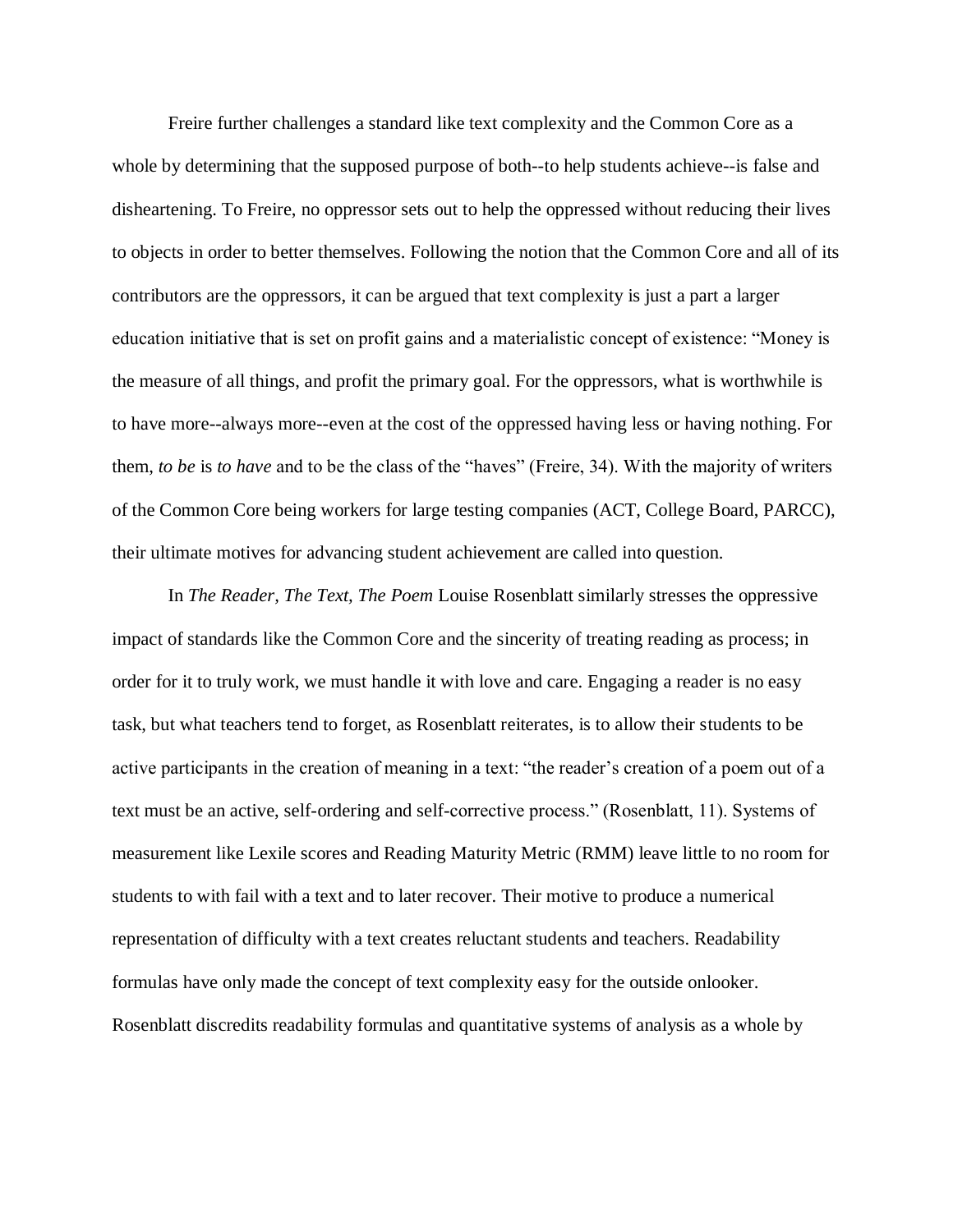Freire further challenges a standard like text complexity and the Common Core as a whole by determining that the supposed purpose of both--to help students achieve--is false and disheartening. To Freire, no oppressor sets out to help the oppressed without reducing their lives to objects in order to better themselves. Following the notion that the Common Core and all of its contributors are the oppressors, it can be argued that text complexity is just a part a larger education initiative that is set on profit gains and a materialistic concept of existence: "Money is the measure of all things, and profit the primary goal. For the oppressors, what is worthwhile is to have more--always more--even at the cost of the oppressed having less or having nothing. For them, *to be* is *to have* and to be the class of the "haves" (Freire, 34). With the majority of writers of the Common Core being workers for large testing companies (ACT, College Board, PARCC), their ultimate motives for advancing student achievement are called into question.

In *The Reader, The Text, The Poem* Louise Rosenblatt similarly stresses the oppressive impact of standards like the Common Core and the sincerity of treating reading as process; in order for it to truly work, we must handle it with love and care. Engaging a reader is no easy task, but what teachers tend to forget, as Rosenblatt reiterates, is to allow their students to be active participants in the creation of meaning in a text: "the reader's creation of a poem out of a text must be an active, self-ordering and self-corrective process." (Rosenblatt, 11). Systems of measurement like Lexile scores and Reading Maturity Metric (RMM) leave little to no room for students to with fail with a text and to later recover. Their motive to produce a numerical representation of difficulty with a text creates reluctant students and teachers. Readability formulas have only made the concept of text complexity easy for the outside onlooker. Rosenblatt discredits readability formulas and quantitative systems of analysis as a whole by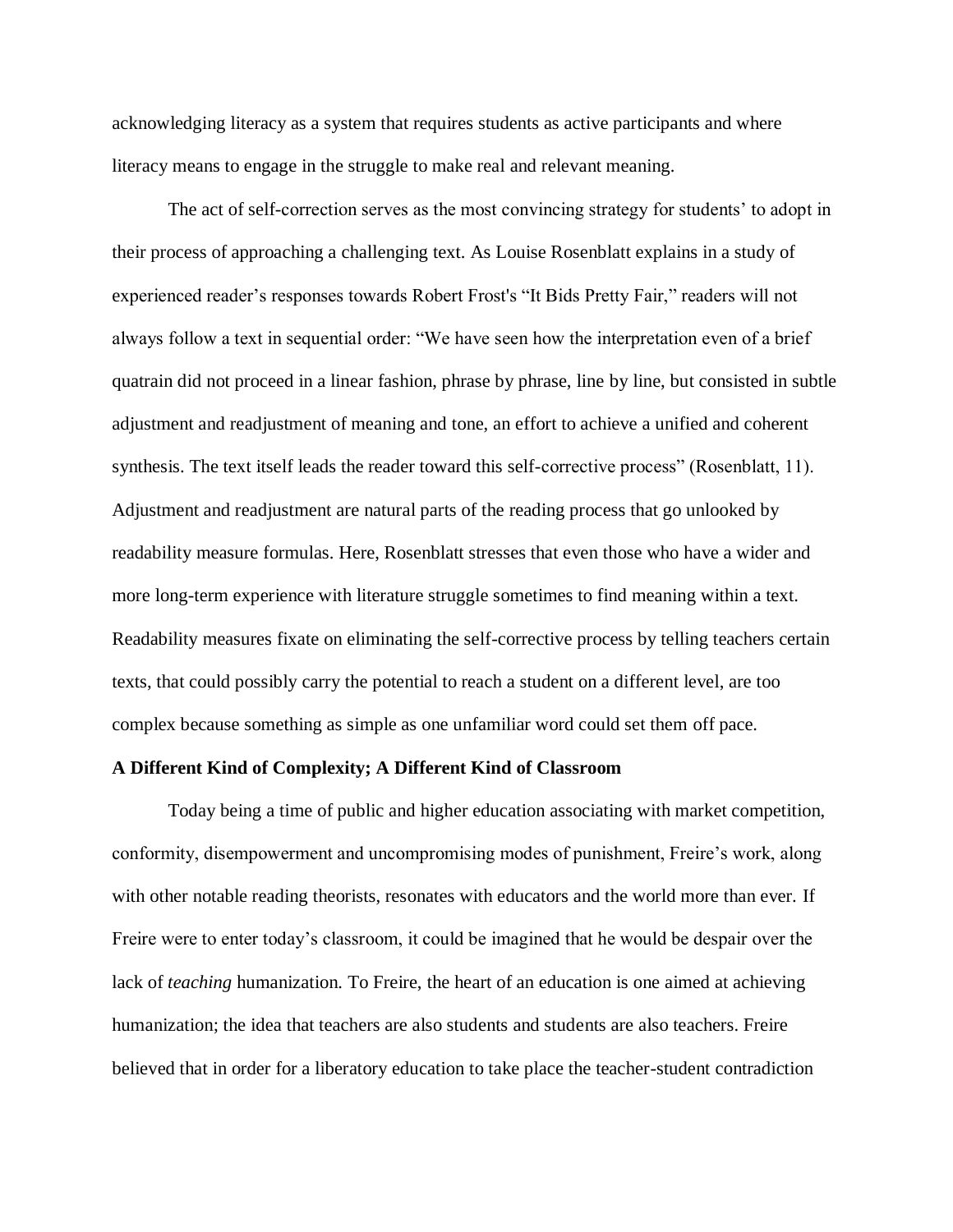acknowledging literacy as a system that requires students as active participants and where literacy means to engage in the struggle to make real and relevant meaning.

The act of self-correction serves as the most convincing strategy for students' to adopt in their process of approaching a challenging text. As Louise Rosenblatt explains in a study of experienced reader's responses towards Robert Frost's "It Bids Pretty Fair," readers will not always follow a text in sequential order: "We have seen how the interpretation even of a brief quatrain did not proceed in a linear fashion, phrase by phrase, line by line, but consisted in subtle adjustment and readjustment of meaning and tone, an effort to achieve a unified and coherent synthesis. The text itself leads the reader toward this self-corrective process" (Rosenblatt, 11). Adjustment and readjustment are natural parts of the reading process that go unlooked by readability measure formulas. Here, Rosenblatt stresses that even those who have a wider and more long-term experience with literature struggle sometimes to find meaning within a text. Readability measures fixate on eliminating the self-corrective process by telling teachers certain texts, that could possibly carry the potential to reach a student on a different level, are too complex because something as simple as one unfamiliar word could set them off pace.

**A Different Kind of Complexity; A Different Kind of Classroom**

Today being a time of public and higher education associating with market competition, conformity, disempowerment and uncompromising modes of punishment, Freire's work, along with other notable reading theorists, resonates with educators and the world more than ever. If Freire were to enter today's classroom, it could be imagined that he would be despair over the lack of *teaching* humanization. To Freire, the heart of an education is one aimed at achieving humanization; the idea that teachers are also students and students are also teachers. Freire believed that in order for a liberatory education to take place the teacher-student contradiction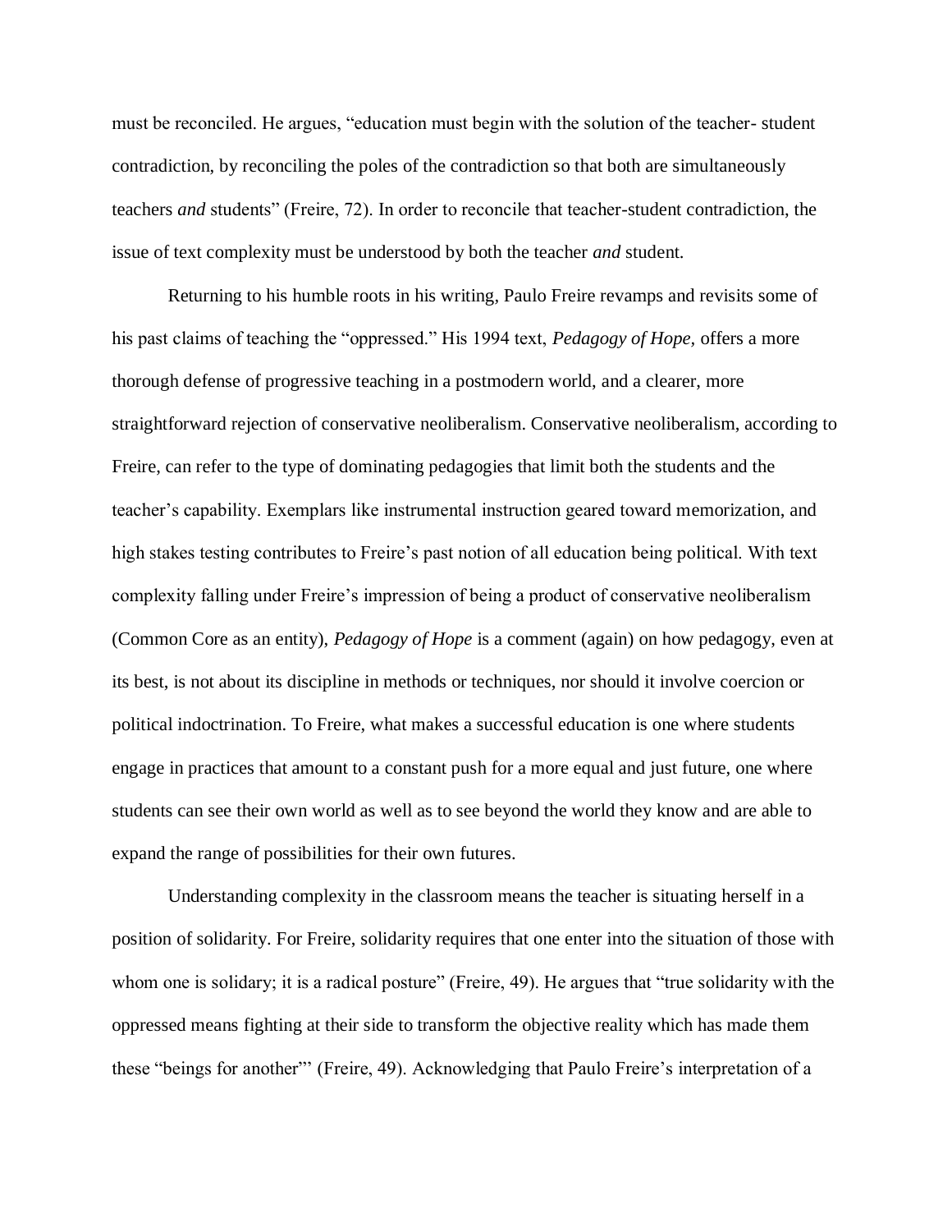must be reconciled. He argues, "education must begin with the solution of the teacher- student contradiction, by reconciling the poles of the contradiction so that both are simultaneously teachers *and* students" (Freire, 72). In order to reconcile that teacher-student contradiction, the issue of text complexity must be understood by both the teacher *and* student.

Returning to his humble roots in his writing, Paulo Freire revamps and revisits some of his past claims of teaching the "oppressed." His 1994 text, *Pedagogy of Hope,* offers a more thorough defense of progressive teaching in a postmodern world, and a clearer, more straightforward rejection of conservative neoliberalism. Conservative neoliberalism, according to Freire, can refer to the type of dominating pedagogies that limit both the students and the teacher's capability. Exemplars like instrumental instruction geared toward memorization, and high stakes testing contributes to Freire's past notion of all education being political. With text complexity falling under Freire's impression of being a product of conservative neoliberalism (Common Core as an entity), *Pedagogy of Hope* is a comment (again) on how pedagogy, even at its best, is not about its discipline in methods or techniques, nor should it involve coercion or political indoctrination. To Freire, what makes a successful education is one where students engage in practices that amount to a constant push for a more equal and just future, one where students can see their own world as well as to see beyond the world they know and are able to expand the range of possibilities for their own futures.

Understanding complexity in the classroom means the teacher is situating herself in a position of solidarity. For Freire, solidarity requires that one enter into the situation of those with whom one is solidary; it is a radical posture" (Freire, 49). He argues that "true solidarity with the oppressed means fighting at their side to transform the objective reality which has made them these "beings for another"' (Freire, 49). Acknowledging that Paulo Freire's interpretation of a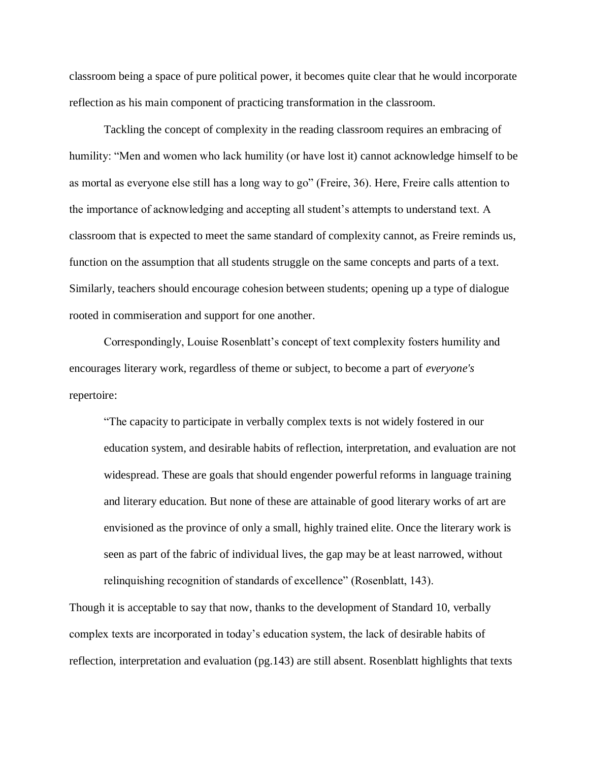classroom being a space of pure political power, it becomes quite clear that he would incorporate reflection as his main component of practicing transformation in the classroom.

Tackling the concept of complexity in the reading classroom requires an embracing of humility: "Men and women who lack humility (or have lost it) cannot acknowledge himself to be as mortal as everyone else still has a long way to go" (Freire, 36). Here, Freire calls attention to the importance of acknowledging and accepting all student's attempts to understand text. A classroom that is expected to meet the same standard of complexity cannot, as Freire reminds us, function on the assumption that all students struggle on the same concepts and parts of a text. Similarly, teachers should encourage cohesion between students; opening up a type of dialogue rooted in commiseration and support for one another.

Correspondingly, Louise Rosenblatt's concept of text complexity fosters humility and encourages literary work, regardless of theme or subject, to become a part of *everyone's* repertoire:

> "The capacity to participate in verbally complex texts is not widely fostered in our education system, and desirable habits of reflection, interpretation, and evaluation are not widespread. These are goals that should engender powerful reforms in language training and literary education. But none of these are attainable of good literary works of art are envisioned as the province of only a small, highly trained elite. Once the literary work is seen as part of the fabric of individual lives, the gap may be at least narrowed, without relinquishing recognition of standards of excellence" (Rosenblatt, 143).

Though it is acceptable to say that now, thanks to the development of Standard 10, verbally complex texts are incorporated in today's education system, the lack of desirable habits of reflection, interpretation and evaluation (pg.143) are still absent. Rosenblatt highlights that texts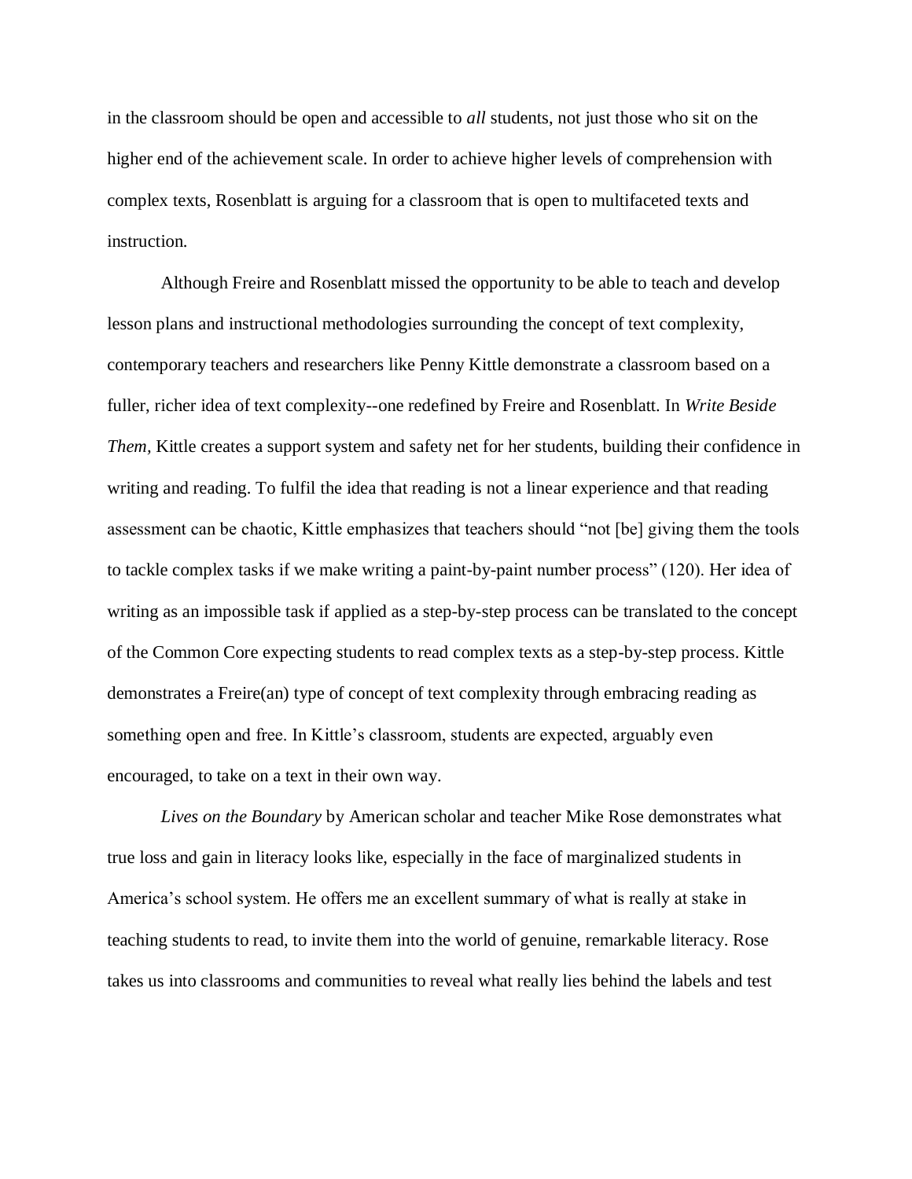in the classroom should be open and accessible to *all* students, not just those who sit on the higher end of the achievement scale. In order to achieve higher levels of comprehension with complex texts, Rosenblatt is arguing for a classroom that is open to multifaceted texts and instruction.

Although Freire and Rosenblatt missed the opportunity to be able to teach and develop lesson plans and instructional methodologies surrounding the concept of text complexity, contemporary teachers and researchers like Penny Kittle demonstrate a classroom based on a fuller, richer idea of text complexity--one redefined by Freire and Rosenblatt. In *Write Beside Them,* Kittle creates a support system and safety net for her students, building their confidence in writing and reading. To fulfil the idea that reading is not a linear experience and that reading assessment can be chaotic, Kittle emphasizes that teachers should "not [be] giving them the tools to tackle complex tasks if we make writing a paint-by-paint number process" (120). Her idea of writing as an impossible task if applied as a step-by-step process can be translated to the concept of the Common Core expecting students to read complex texts as a step-by-step process. Kittle demonstrates a Freire(an) type of concept of text complexity through embracing reading as something open and free. In Kittle's classroom, students are expected, arguably even encouraged, to take on a text in their own way.

*Lives on the Boundary* by American scholar and teacher Mike Rose demonstrates what true loss and gain in literacy looks like, especially in the face of marginalized students in America's school system. He offers me an excellent summary of what is really at stake in teaching students to read, to invite them into the world of genuine, remarkable literacy. Rose takes us into classrooms and communities to reveal what really lies behind the labels and test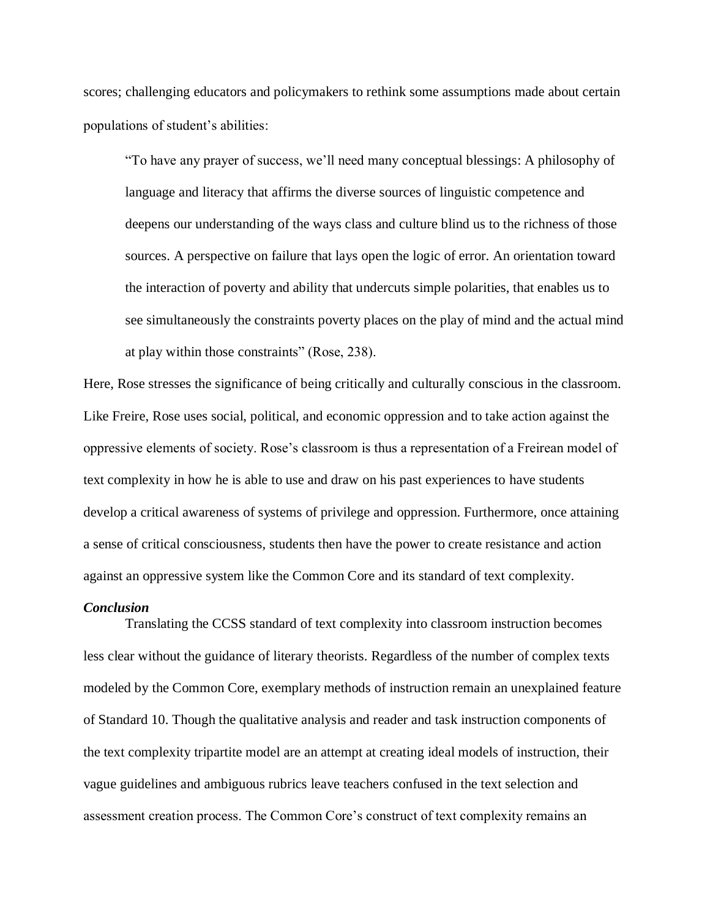scores; challenging educators and policymakers to rethink some assumptions made about certain populations of student's abilities:

> "To have any prayer of success, we'll need many conceptual blessings: A philosophy of language and literacy that affirms the diverse sources of linguistic competence and deepens our understanding of the ways class and culture blind us to the richness of those sources. A perspective on failure that lays open the logic of error. An orientation toward the interaction of poverty and ability that undercuts simple polarities, that enables us to see simultaneously the constraints poverty places on the play of mind and the actual mind at play within those constraints" (Rose, 238).

Here, Rose stresses the significance of being critically and culturally conscious in the classroom. Like Freire, Rose uses social, political, and economic oppression and to take action against the oppressive elements of society. Rose's classroom is thus a representation of a Freirean model of text complexity in how he is able to use and draw on his past experiences to have students develop a critical awareness of systems of privilege and oppression. Furthermore, once attaining a sense of critical consciousness, students then have the power to create resistance and action against an oppressive system like the Common Core and its standard of text complexity.

### *Conclusion*

Translating the CCSS standard of text complexity into classroom instruction becomes less clear without the guidance of literary theorists. Regardless of the number of complex texts modeled by the Common Core, exemplary methods of instruction remain an unexplained feature of Standard 10. Though the qualitative analysis and reader and task instruction components of the text complexity tripartite model are an attempt at creating ideal models of instruction, their vague guidelines and ambiguous rubrics leave teachers confused in the text selection and assessment creation process. The Common Core's construct of text complexity remains an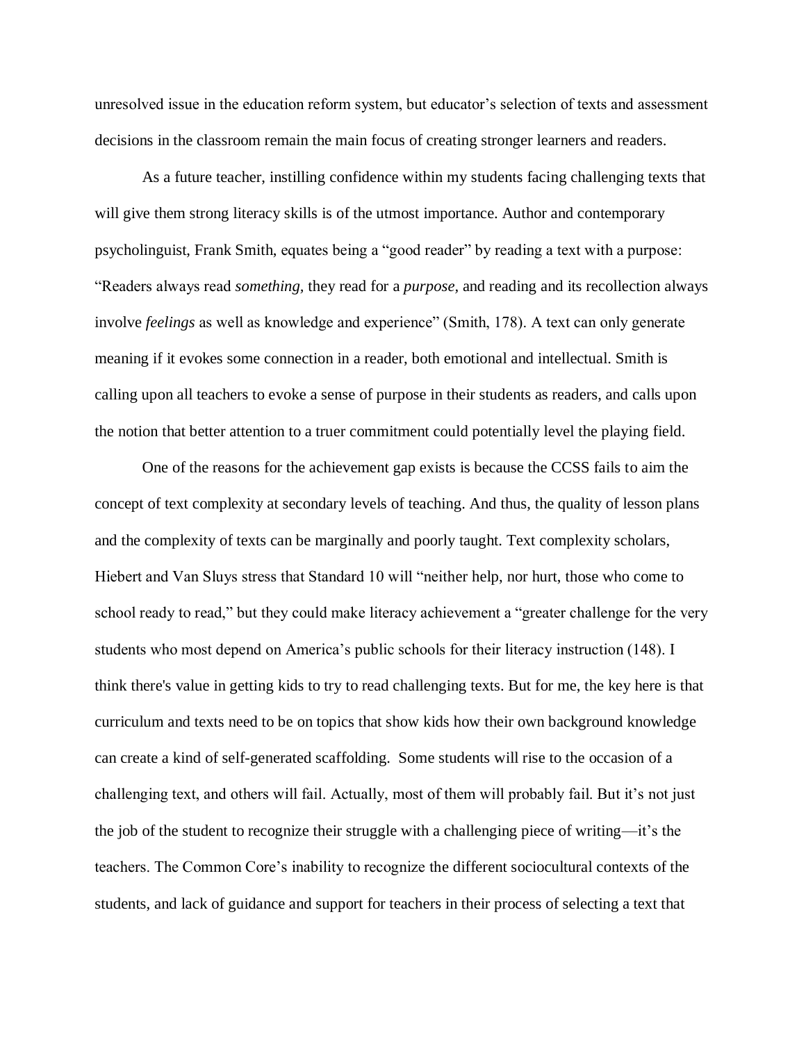unresolved issue in the education reform system, but educator's selection of texts and assessment decisions in the classroom remain the main focus of creating stronger learners and readers.

As a future teacher, instilling confidence within my students facing challenging texts that will give them strong literacy skills is of the utmost importance. Author and contemporary psycholinguist, Frank Smith, equates being a "good reader" by reading a text with a purpose: "Readers always read *something,* they read for a *purpose,* and reading and its recollection always involve *feelings* as well as knowledge and experience" (Smith, 178). A text can only generate meaning if it evokes some connection in a reader, both emotional and intellectual. Smith is calling upon all teachers to evoke a sense of purpose in their students as readers, and calls upon the notion that better attention to a truer commitment could potentially level the playing field.

One of the reasons for the achievement gap exists is because the CCSS fails to aim the concept of text complexity at secondary levels of teaching. And thus, the quality of lesson plans and the complexity of texts can be marginally and poorly taught. Text complexity scholars, Hiebert and Van Sluys stress that Standard 10 will "neither help, nor hurt, those who come to school ready to read," but they could make literacy achievement a "greater challenge for the very students who most depend on America's public schools for their literacy instruction (148). I think there's value in getting kids to try to read challenging texts. But for me, the key here is that curriculum and texts need to be on topics that show kids how their own background knowledge can create a kind of self-generated scaffolding. Some students will rise to the occasion of a challenging text, and others will fail. Actually, most of them will probably fail. But it's not just the job of the student to recognize their struggle with a challenging piece of writing—it's the teachers. The Common Core's inability to recognize the different sociocultural contexts of the students, and lack of guidance and support for teachers in their process of selecting a text that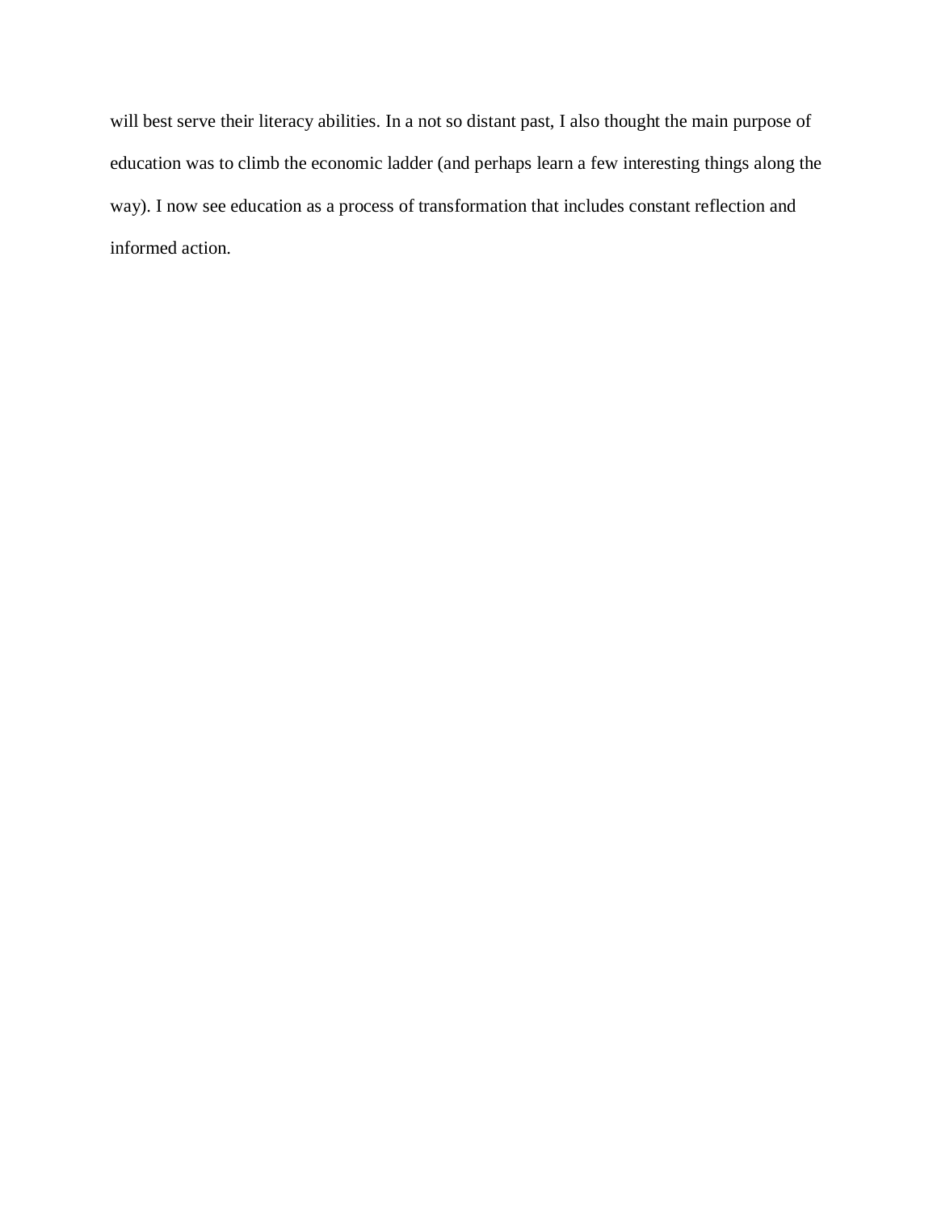will best serve their literacy abilities. In a not so distant past, I also thought the main purpose of education was to climb the economic ladder (and perhaps learn a few interesting things along the way). I now see education as a process of transformation that includes constant reflection and informed action.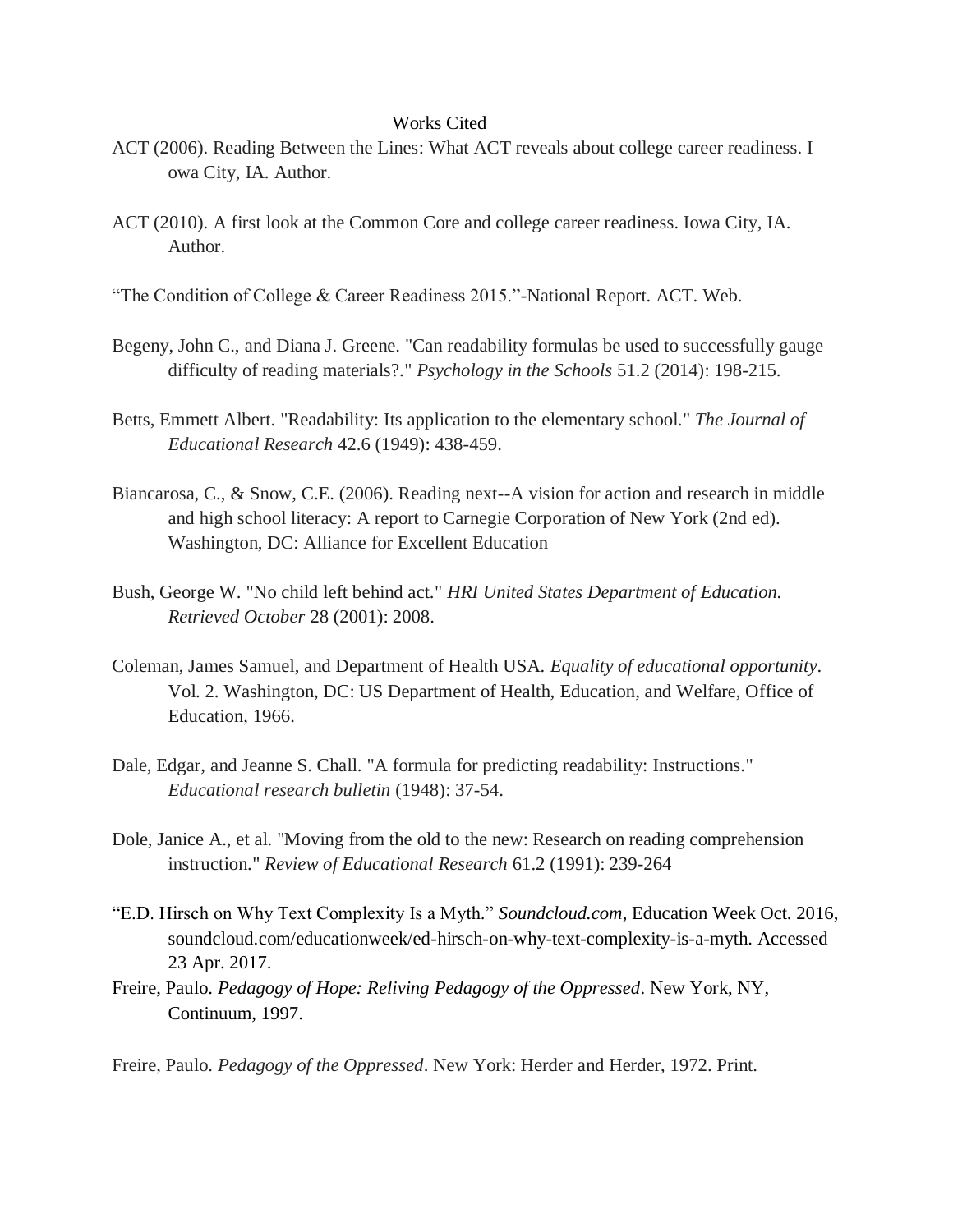Works Cited

ACT (2006). Reading Between the Lines: What ACT reveals about college career readiness. I owa City, IA. Author.

ACT (2010). A first look at the Common Core and college career readiness. Iowa City, IA. Author.

“The Condition of College & Career Readiness 2015.”-National Report. ACT. Web.

Begeny, John C., and Diana J. Greene. "Can readability formulas be used to successfully gauge difficulty of reading materials?." *Psychology in the Schools* 51.2 (2014): 198-215.

Betts, Emmett Albert. "Readability: Its application to the elementary school." *The Journal of Educational Research* 42.6 (1949): 438-459.

Biancarosa, C., & Snow, C.E. (2006). Reading next--A vision for action and research in middle and high school literacy: A report to Carnegie Corporation of New York (2nd ed). Washington, DC: Alliance for Excellent Education

Bush, George W. "No child left behind act." *HRI United States Department of Education. Retrieved October* 28 (2001): 2008.

Coleman, James Samuel, and Department of Health USA. *Equality of educational opportunity*. Vol. 2. Washington, DC: US Department of Health, Education, and Welfare, Office of Education, 1966.

Dale, Edgar, and Jeanne S. Chall. "A formula for predicting readability: Instructions." *Educational research bulletin* (1948): 37-54.

Dole, Janice A., et al. "Moving from the old to the new: Research on reading comprehension instruction." *Review of Educational Research* 61.2 (1991): 239-264

“E.D. Hirsch on Why Text Complexity Is a Myth.” *Soundcloud.com*, Education Week Oct. 2016, soundcloud.com/educationweek/ed-hirsch-on-why-text-complexity-is-a-myth. Accessed 23 Apr. 2017.

Freire, Paulo. *Pedagogy of Hope: Reliving Pedagogy of the Oppressed*. New York, NY, Continuum, 1997.

Freire, Paulo. *Pedagogy of the Oppressed*. New York: Herder and Herder, 1972. Print.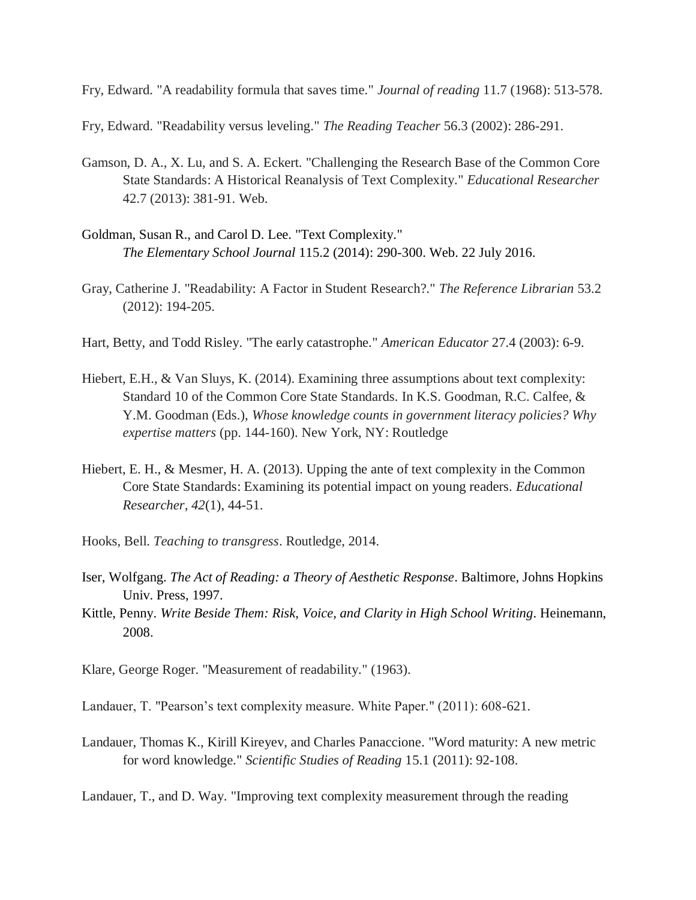Fry, Edward. "A readability formula that saves time." *Journal of reading* 11.7 (1968): 513-578.

Fry, Edward. "Readability versus leveling." *The Reading Teacher* 56.3 (2002): 286-291.

Gamson, D. A., X. Lu, and S. A. Eckert. "Challenging the Research Base of the Common Core State Standards: A Historical Reanalysis of Text Complexity." *Educational Researcher* 42.7 (2013): 381-91. Web.

Goldman, Susan R., and Carol D. Lee. "Text Complexity." *The Elementary School Journal* 115.2 (2014): 290-300. Web. 22 July 2016.

Gray, Catherine J. "Readability: A Factor in Student Research?." *The Reference Librarian* 53.2 (2012): 194-205.

Hart, Betty, and Todd Risley. "The early catastrophe." *American Educator* 27.4 (2003): 6-9.

Hiebert, E.H., & Van Sluys, K. (2014). Examining three assumptions about text complexity: Standard 10 of the Common Core State Standards. In K.S. Goodman, R.C. Calfee, & Y.M. Goodman (Eds.), *Whose knowledge counts in government literacy policies? Why expertise matters* (pp. 144-160). New York, NY: Routledge

Hiebert, E. H., & Mesmer, H. A. (2013). Upping the ante of text complexity in the Common Core State Standards: Examining its potential impact on young readers. *Educational Researcher*, *42*(1), 44-51.

Hooks, Bell. *Teaching to transgress*. Routledge, 2014.

Iser, Wolfgang. *The Act of Reading: a Theory of Aesthetic Response*. Baltimore, Johns Hopkins Univ. Press, 1997.

Kittle, Penny. *Write Beside Them: Risk, Voice, and Clarity in High School Writing*. Heinemann, 2008.

Klare, George Roger. "Measurement of readability." (1963).

Landauer, T. "Pearson's text complexity measure. White Paper." (2011): 608-621.

Landauer, Thomas K., Kirill Kireyev, and Charles Panaccione. "Word maturity: A new metric for word knowledge." *Scientific Studies of Reading* 15.1 (2011): 92-108.

Landauer, T., and D. Way. "Improving text complexity measurement through the reading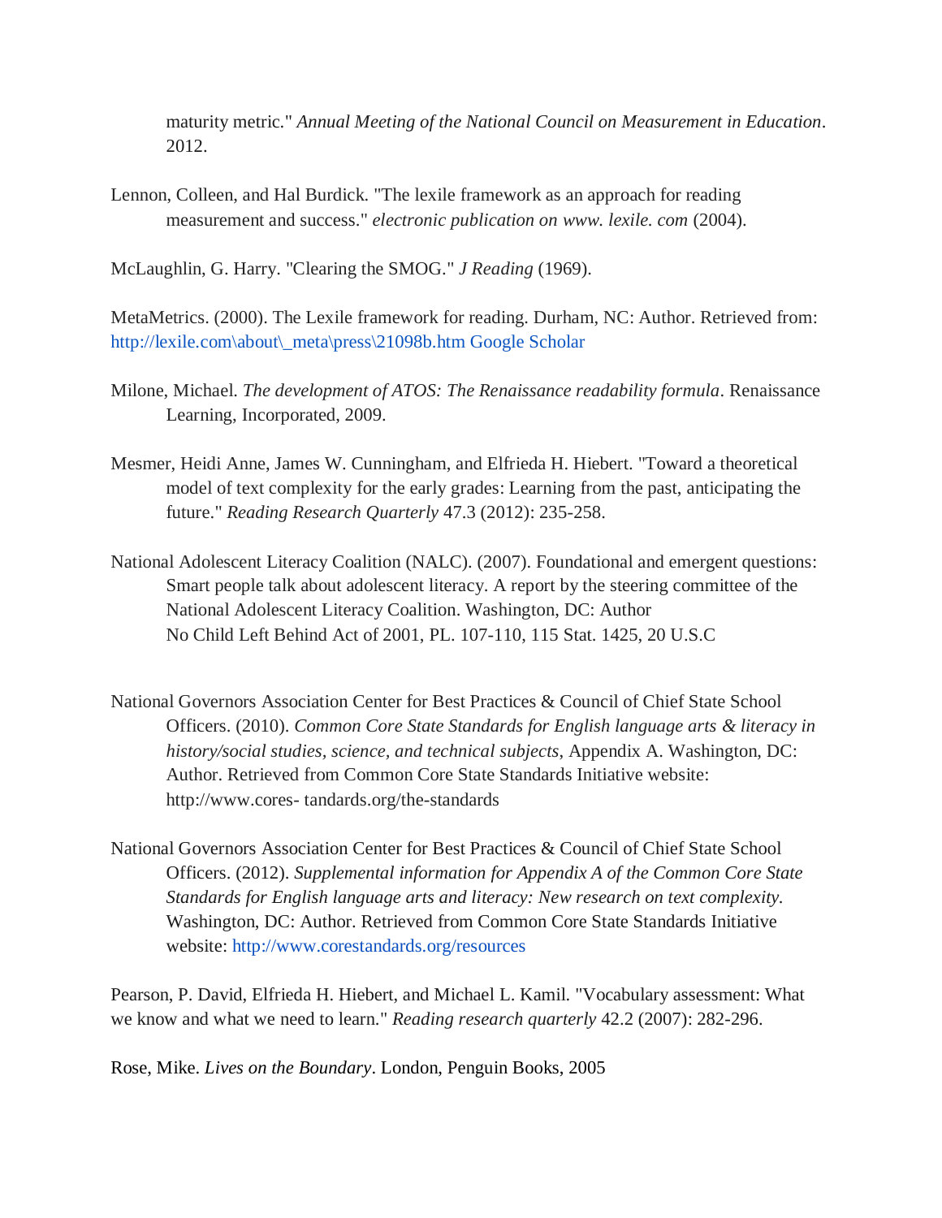maturity metric." *Annual Meeting of the National Council on Measurement in Education*. 2012.

Lennon, Colleen, and Hal Burdick. "The lexile framework as an approach for reading measurement and success." *electronic publication on www. lexile. com* (2004).

McLaughlin, G. Harry. "Clearing the SMOG." *J Reading* (1969).

MetaMetrics. (2000). The Lexile framework for reading. Durham, NC: Author. Retrieved from: http://lexile.com\about\_meta\press\21098b.htm Google Scholar

Milone, Michael. *The development of ATOS: The Renaissance readability formula*. Renaissance Learning, Incorporated, 2009.

Mesmer, Heidi Anne, James W. Cunningham, and Elfrieda H. Hiebert. "Toward a theoretical model of text complexity for the early grades: Learning from the past, anticipating the future." *Reading Research Quarterly* 47.3 (2012): 235-258.

National Adolescent Literacy Coalition (NALC). (2007). Foundational and emergent questions: Smart people talk about adolescent literacy. A report by the steering committee of the National Adolescent Literacy Coalition. Washington, DC: Author
No Child Left Behind Act of 2001, PL. 107-110, 115 Stat. 1425, 20 U.S.C

National Governors Association Center for Best Practices & Council of Chief State School Officers. (2010). *Common Core State Standards for English language arts & literacy in history/social studies, science, and technical subjects*, Appendix A. Washington, DC: Author. Retrieved from Common Core State Standards Initiative website: http://www.cores- tandards.org/the-standards

National Governors Association Center for Best Practices & Council of Chief State School Officers. (2012). *Supplemental information for Appendix A of the Common Core State Standards for English language arts and literacy: New research on text complexity.* Washington, DC: Author. Retrieved from Common Core State Standards Initiative website: http://www.corestandards.org/resources

Pearson, P. David, Elfrieda H. Hiebert, and Michael L. Kamil. "Vocabulary assessment: What we know and what we need to learn." *Reading research quarterly* 42.2 (2007): 282-296.

Rose, Mike. *Lives on the Boundary*. London, Penguin Books, 2005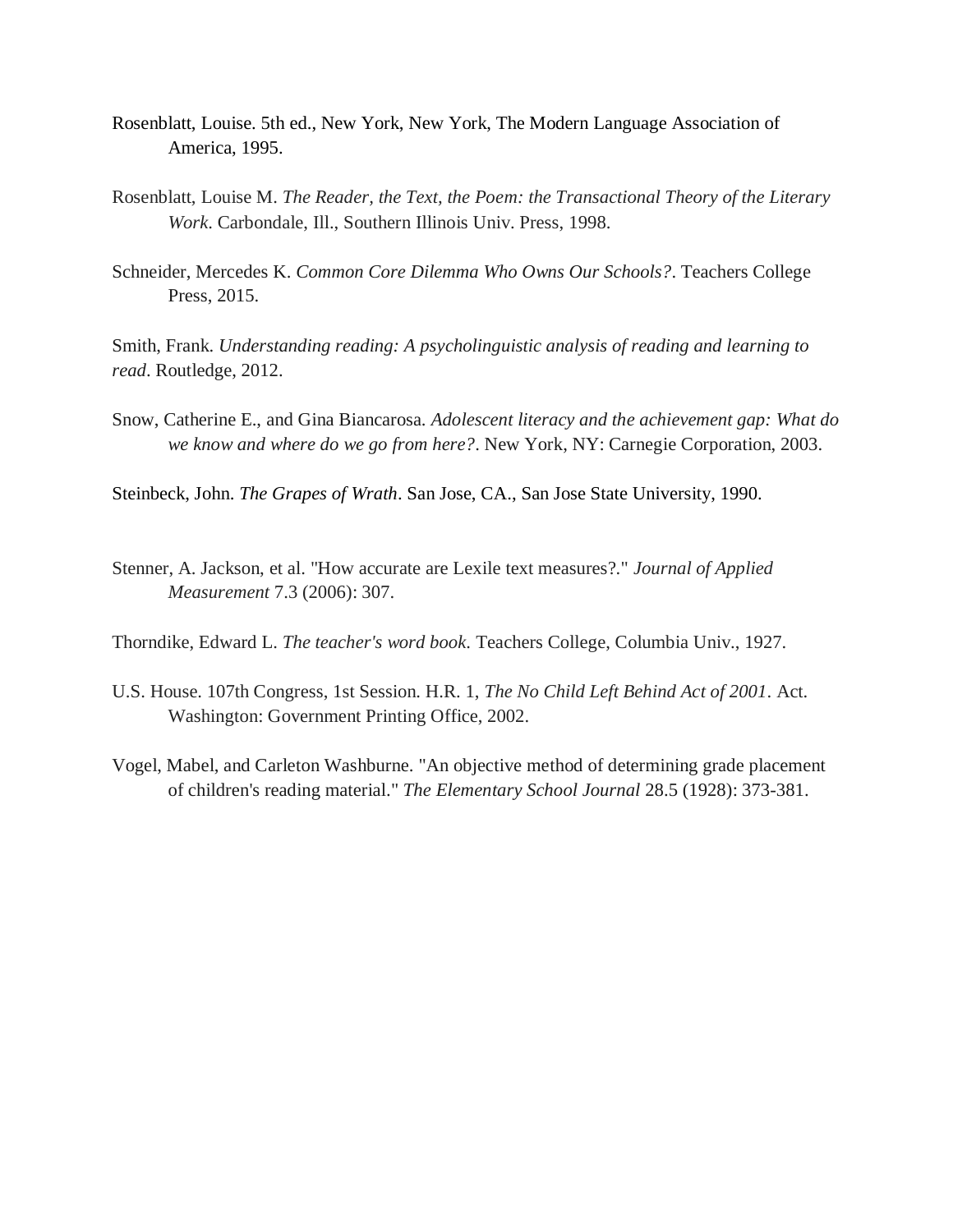Rosenblatt, Louise. 5th ed., New York, New York, The Modern Language Association of America, 1995.

Rosenblatt, Louise M. *The Reader, the Text, the Poem: the Transactional Theory of the Literary Work*. Carbondale, Ill., Southern Illinois Univ. Press, 1998.

Schneider, Mercedes K. *Common Core Dilemma Who Owns Our Schools?*. Teachers College Press, 2015.

Smith, Frank. *Understanding reading: A psycholinguistic analysis of reading and learning to read*. Routledge, 2012.

Snow, Catherine E., and Gina Biancarosa. *Adolescent literacy and the achievement gap: What do we know and where do we go from here?*. New York, NY: Carnegie Corporation, 2003.

Steinbeck, John. *The Grapes of Wrath*. San Jose, CA., San Jose State University, 1990.

Stenner, A. Jackson, et al. "How accurate are Lexile text measures?." *Journal of Applied Measurement* 7.3 (2006): 307.

Thorndike, Edward L. *The teacher's word book*. Teachers College, Columbia Univ., 1927.

U.S. House. 107th Congress, 1st Session. H.R. 1, *The No Child Left Behind Act of 2001*. Act. Washington: Government Printing Office, 2002.

Vogel, Mabel, and Carleton Washburne. "An objective method of determining grade placement of children's reading material." *The Elementary School Journal* 28.5 (1928): 373-381.